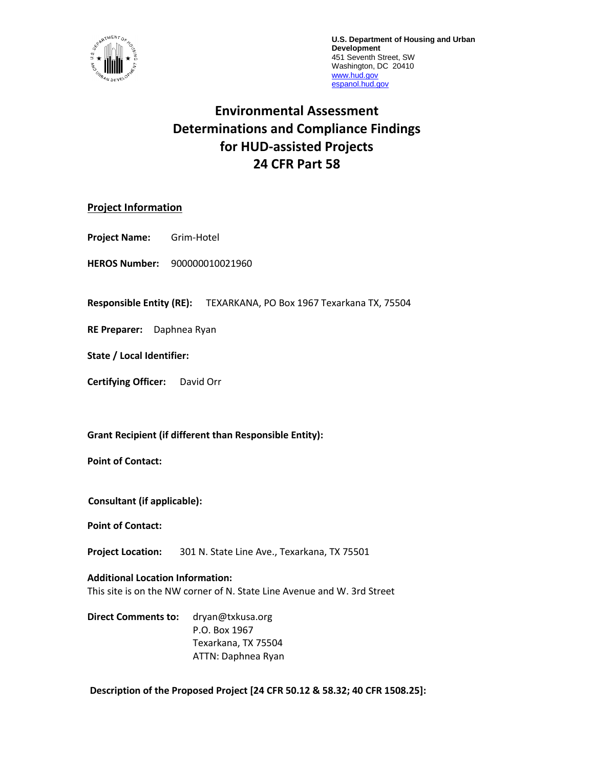**U.S. Department of Housing and Urban Development**
451 Seventh Street, SW
Washington, DC 20410
www.hud.gov
espanol.hud.gov

# Environmental Assessment Determinations and Compliance Findings for HUD-assisted Projects 24 CFR Part 58

## Project Information

**Project Name:** Grim-Hotel

**HEROS Number:** 900000010021960

**Responsible Entity (RE):** TEXARKANA, PO Box 1967 Texarkana TX, 75504

**RE Preparer:** Daphnea Ryan

**State / Local Identifier:**

**Certifying Officer:** David Orr

**Grant Recipient (if different than Responsible Entity):**

**Point of Contact:**

**Consultant (if applicable):**

**Point of Contact:**

**Project Location:** 301 N. State Line Ave., Texarkana, TX 75501

**Additional Location Information:**
This site is on the NW corner of N. State Line Avenue and W. 3rd Street

**Direct Comments to:** dryan@txkusa.org
P.O. Box 1967
Texarkana, TX 75504
ATTN: Daphnea Ryan

**Description of the Proposed Project [24 CFR 50.12 & 58.32; 40 CFR 1508.25]:**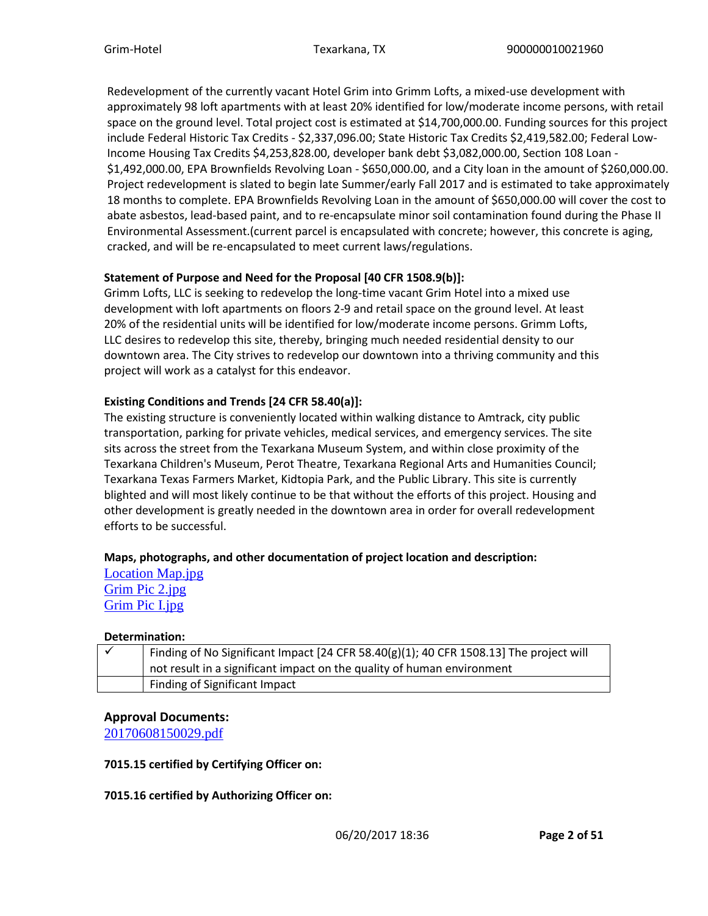Redevelopment of the currently vacant Hotel Grim into Grimm Lofts, a mixed-use development with approximately 98 loft apartments with at least 20% identified for low/moderate income persons, with retail space on the ground level. Total project cost is estimated at $14,700,000.00. Funding sources for this project include Federal Historic Tax Credits - $2,337,096.00; State Historic Tax Credits $2,419,582.00; Federal Low-Income Housing Tax Credits $4,253,828.00, developer bank debt $3,082,000.00, Section 108 Loan - $1,492,000.00, EPA Brownfields Revolving Loan - $650,000.00, and a City loan in the amount of $260,000.00. Project redevelopment is slated to begin late Summer/early Fall 2017 and is estimated to take approximately 18 months to complete. EPA Brownfields Revolving Loan in the amount of $650,000.00 will cover the cost to abate asbestos, lead-based paint, and to re-encapsulate minor soil contamination found during the Phase II Environmental Assessment.(current parcel is encapsulated with concrete; however, this concrete is aging, cracked, and will be re-encapsulated to meet current laws/regulations.

**Statement of Purpose and Need for the Proposal [40 CFR 1508.9(b)]:**
Grimm Lofts, LLC is seeking to redevelop the long-time vacant Grim Hotel into a mixed use development with loft apartments on floors 2-9 and retail space on the ground level. At least 20% of the residential units will be identified for low/moderate income persons. Grimm Lofts, LLC desires to redevelop this site, thereby, bringing much needed residential density to our downtown area. The City strives to redevelop our downtown into a thriving community and this project will work as a catalyst for this endeavor.

**Existing Conditions and Trends [24 CFR 58.40(a)]:**
The existing structure is conveniently located within walking distance to Amtrack, city public transportation, parking for private vehicles, medical services, and emergency services. The site sits across the street from the Texarkana Museum System, and within close proximity of the Texarkana Children's Museum, Perot Theatre, Texarkana Regional Arts and Humanities Council; Texarkana Texas Farmers Market, Kidtopia Park, and the Public Library. This site is currently blighted and will most likely continue to be that without the efforts of this project. Housing and other development is greatly needed in the downtown area in order for overall redevelopment efforts to be successful.

**Maps, photographs, and other documentation of project location and description:**
Location Map.jpg
Grim Pic 2.jpg
Grim Pic I.jpg

**Determination:**

| | |
|---|---|
| ✓ | Finding of No Significant Impact [24 CFR 58.40(g)(1); 40 CFR 1508.13] The project will not result in a significant impact on the quality of human environment |
| | Finding of Significant Impact |

**Approval Documents:**
20170608150029.pdf

**7015.15 certified by Certifying Officer on:**

**7015.16 certified by Authorizing Officer on:**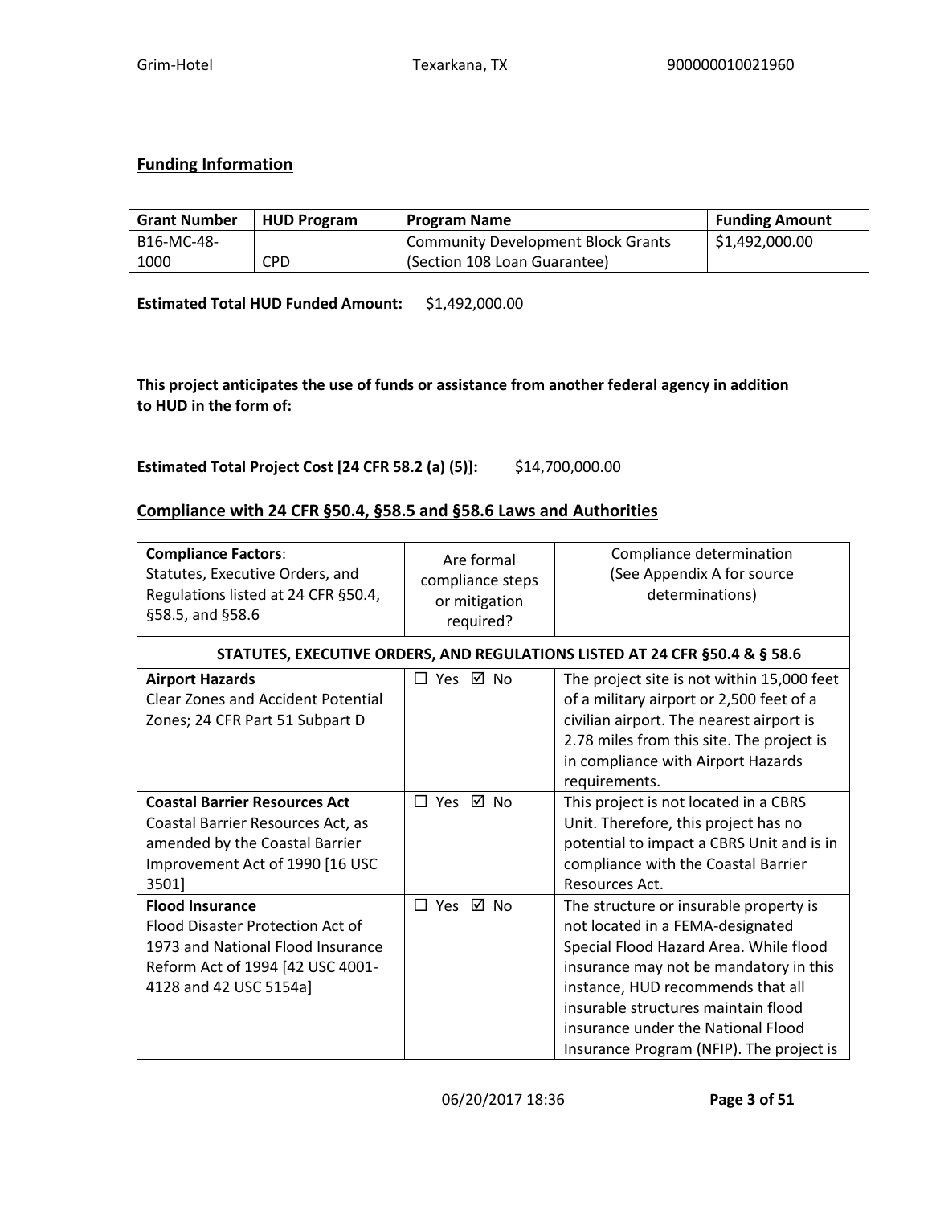## Funding Information

| Grant Number | HUD Program | Program Name | Funding Amount |
|---|---|---|---|
| B16-MC-48-1000 | CPD | Community Development Block Grants (Section 108 Loan Guarantee) | $1,492,000.00 |

**Estimated Total HUD Funded Amount:** $1,492,000.00

**This project anticipates the use of funds or assistance from another federal agency in addition to HUD in the form of:**

**Estimated Total Project Cost [24 CFR 58.2 (a) (5)]:** $14,700,000.00

## Compliance with 24 CFR §50.4, §58.5 and §58.6 Laws and Authorities

| **Compliance Factors**: Statutes, Executive Orders, and Regulations listed at 24 CFR §50.4, §58.5, and §58.6 | Are formal compliance steps or mitigation required? | Compliance determination (See Appendix A for source determinations) |
|---|---|---|
| **STATUTES, EXECUTIVE ORDERS, AND REGULATIONS LISTED AT 24 CFR §50.4 & § 58.6** | | |
| **Airport Hazards** Clear Zones and Accident Potential Zones; 24 CFR Part 51 Subpart D | ☐ Yes ☑ No | The project site is not within 15,000 feet of a military airport or 2,500 feet of a civilian airport. The nearest airport is 2.78 miles from this site. The project is in compliance with Airport Hazards requirements. |
| **Coastal Barrier Resources Act** Coastal Barrier Resources Act, as amended by the Coastal Barrier Improvement Act of 1990 [16 USC 3501] | ☐ Yes ☑ No | This project is not located in a CBRS Unit. Therefore, this project has no potential to impact a CBRS Unit and is in compliance with the Coastal Barrier Resources Act. |
| **Flood Insurance** Flood Disaster Protection Act of 1973 and National Flood Insurance Reform Act of 1994 [42 USC 4001-4128 and 42 USC 5154a] | ☐ Yes ☑ No | The structure or insurable property is not located in a FEMA-designated Special Flood Hazard Area. While flood insurance may not be mandatory in this instance, HUD recommends that all insurable structures maintain flood insurance under the National Flood Insurance Program (NFIP). The project is |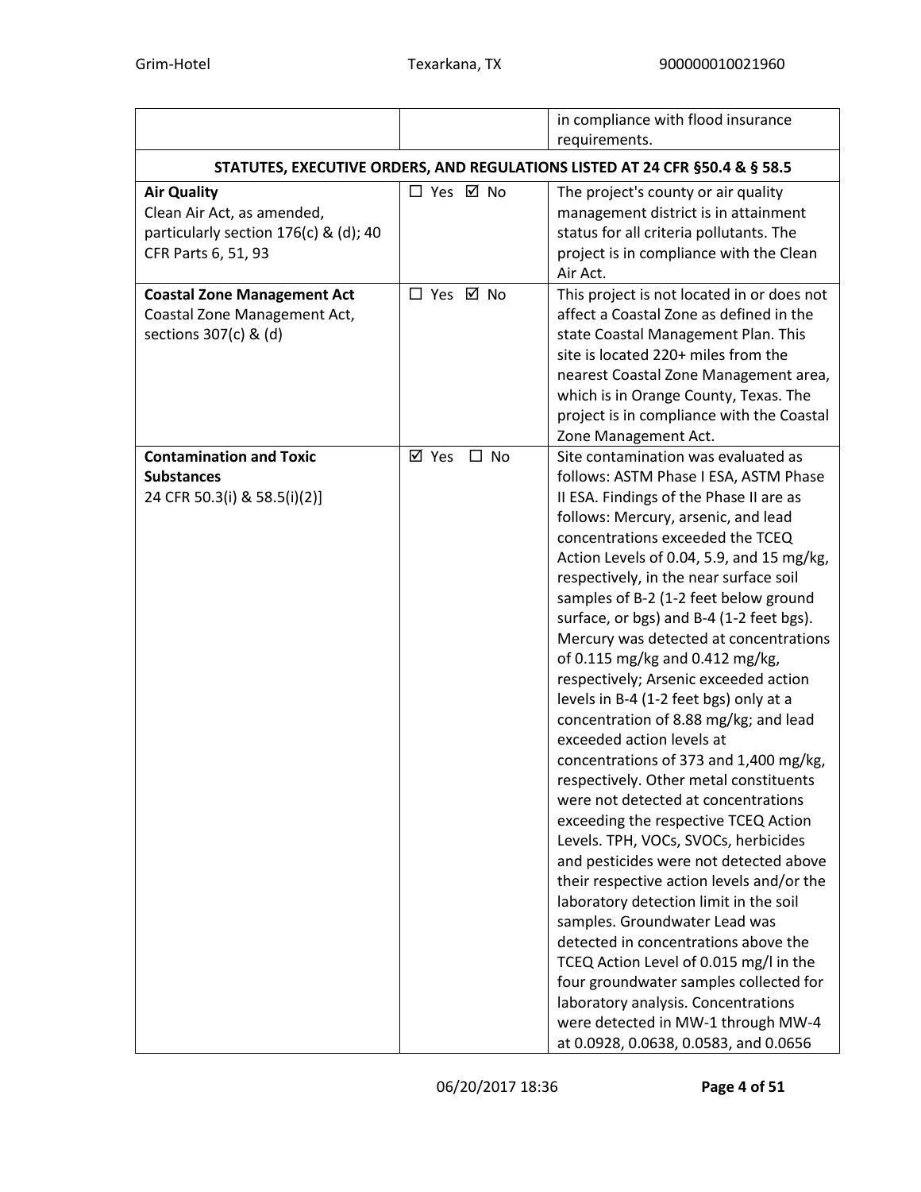| | | |
|---|---|---|
| | | in compliance with flood insurance requirements. |
| **STATUTES, EXECUTIVE ORDERS, AND REGULATIONS LISTED AT 24 CFR §50.4 & § 58.5** | | |
| **Air Quality** Clean Air Act, as amended, particularly section 176(c) & (d); 40 CFR Parts 6, 51, 93 | ☐ Yes ☑ No | The project's county or air quality management district is in attainment status for all criteria pollutants. The project is in compliance with the Clean Air Act. |
| **Coastal Zone Management Act** Coastal Zone Management Act, sections 307(c) & (d) | ☐ Yes ☑ No | This project is not located in or does not affect a Coastal Zone as defined in the state Coastal Management Plan. This site is located 220+ miles from the nearest Coastal Zone Management area, which is in Orange County, Texas. The project is in compliance with the Coastal Zone Management Act. |
| **Contamination and Toxic Substances** 24 CFR 50.3(i) & 58.5(i)(2)] | ☑ Yes ☐ No | Site contamination was evaluated as follows: ASTM Phase I ESA, ASTM Phase II ESA. Findings of the Phase II are as follows: Mercury, arsenic, and lead concentrations exceeded the TCEQ Action Levels of 0.04, 5.9, and 15 mg/kg, respectively, in the near surface soil samples of B-2 (1-2 feet below ground surface, or bgs) and B-4 (1-2 feet bgs). Mercury was detected at concentrations of 0.115 mg/kg and 0.412 mg/kg, respectively; Arsenic exceeded action levels in B-4 (1-2 feet bgs) only at a concentration of 8.88 mg/kg; and lead exceeded action levels at concentrations of 373 and 1,400 mg/kg, respectively. Other metal constituents were not detected at concentrations exceeding the respective TCEQ Action Levels. TPH, VOCs, SVOCs, herbicides and pesticides were not detected above their respective action levels and/or the laboratory detection limit in the soil samples. Groundwater Lead was detected in concentrations above the TCEQ Action Level of 0.015 mg/l in the four groundwater samples collected for laboratory analysis. Concentrations were detected in MW-1 through MW-4 at 0.0928, 0.0638, 0.0583, and 0.0656 |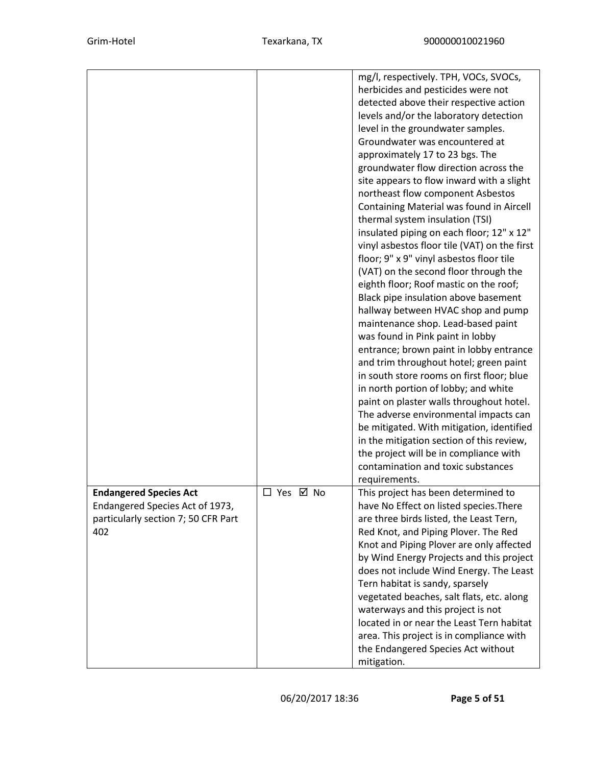|  |  |  |
|---|---|---|
|  |  | mg/l, respectively. TPH, VOCs, SVOCs, herbicides and pesticides were not detected above their respective action levels and/or the laboratory detection level in the groundwater samples. Groundwater was encountered at approximately 17 to 23 bgs. The groundwater flow direction across the site appears to flow inward with a slight northeast flow component Asbestos Containing Material was found in Aircell thermal system insulation (TSI) insulated piping on each floor; 12" x 12" vinyl asbestos floor tile (VAT) on the first floor; 9" x 9" vinyl asbestos floor tile (VAT) on the second floor through the eighth floor; Roof mastic on the roof; Black pipe insulation above basement hallway between HVAC shop and pump maintenance shop. Lead-based paint was found in Pink paint in lobby entrance; brown paint in lobby entrance and trim throughout hotel; green paint in south store rooms on first floor; blue in north portion of lobby; and white paint on plaster walls throughout hotel. The adverse environmental impacts can be mitigated. With mitigation, identified in the mitigation section of this review, the project will be in compliance with contamination and toxic substances requirements. |
| **Endangered Species Act** Endangered Species Act of 1973, particularly section 7; 50 CFR Part 402 | ☐ Yes ☑ No | This project has been determined to have No Effect on listed species.There are three birds listed, the Least Tern, Red Knot, and Piping Plover. The Red Knot and Piping Plover are only affected by Wind Energy Projects and this project does not include Wind Energy. The Least Tern habitat is sandy, sparsely vegetated beaches, salt flats, etc. along waterways and this project is not located in or near the Least Tern habitat area. This project is in compliance with the Endangered Species Act without mitigation. |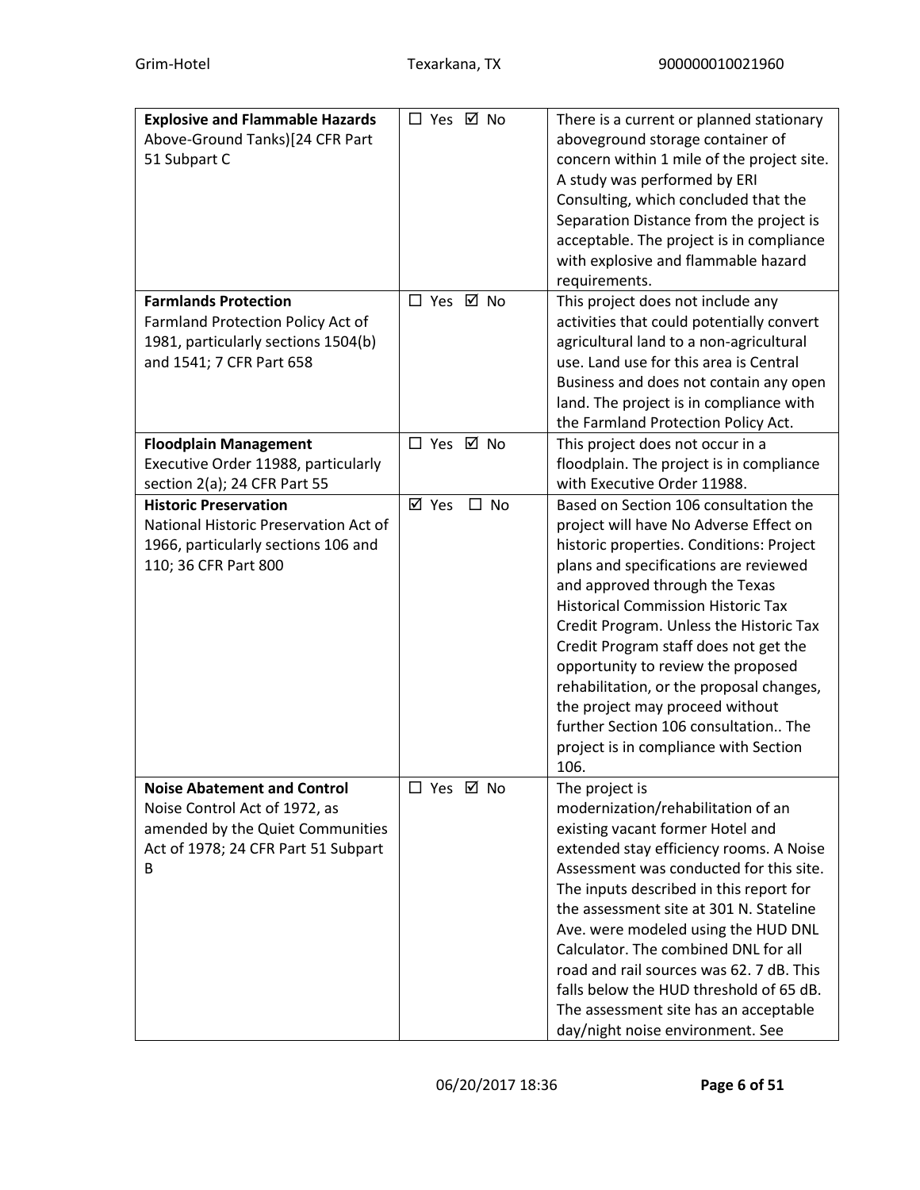| **Explosive and Flammable Hazards** Above-Ground Tanks)[24 CFR Part 51 Subpart C | ☐ Yes ☑ No | There is a current or planned stationary aboveground storage container of concern within 1 mile of the project site. A study was performed by ERI Consulting, which concluded that the Separation Distance from the project is acceptable. The project is in compliance with explosive and flammable hazard requirements. |
|---|---|---|
| **Farmlands Protection** Farmland Protection Policy Act of 1981, particularly sections 1504(b) and 1541; 7 CFR Part 658 | ☐ Yes ☑ No | This project does not include any activities that could potentially convert agricultural land to a non-agricultural use. Land use for this area is Central Business and does not contain any open land. The project is in compliance with the Farmland Protection Policy Act. |
| **Floodplain Management** Executive Order 11988, particularly section 2(a); 24 CFR Part 55 | ☐ Yes ☑ No | This project does not occur in a floodplain. The project is in compliance with Executive Order 11988. |
| **Historic Preservation** National Historic Preservation Act of 1966, particularly sections 106 and 110; 36 CFR Part 800 | ☑ Yes ☐ No | Based on Section 106 consultation the project will have No Adverse Effect on historic properties. Conditions: Project plans and specifications are reviewed and approved through the Texas Historical Commission Historic Tax Credit Program. Unless the Historic Tax Credit Program staff does not get the opportunity to review the proposed rehabilitation, or the proposal changes, the project may proceed without further Section 106 consultation.. The project is in compliance with Section 106. |
| **Noise Abatement and Control** Noise Control Act of 1972, as amended by the Quiet Communities Act of 1978; 24 CFR Part 51 Subpart B | ☐ Yes ☑ No | The project is modernization/rehabilitation of an existing vacant former Hotel and extended stay efficiency rooms. A Noise Assessment was conducted for this site. The inputs described in this report for the assessment site at 301 N. Stateline Ave. were modeled using the HUD DNL Calculator. The combined DNL for all road and rail sources was 62. 7 dB. This falls below the HUD threshold of 65 dB. The assessment site has an acceptable day/night noise environment. See |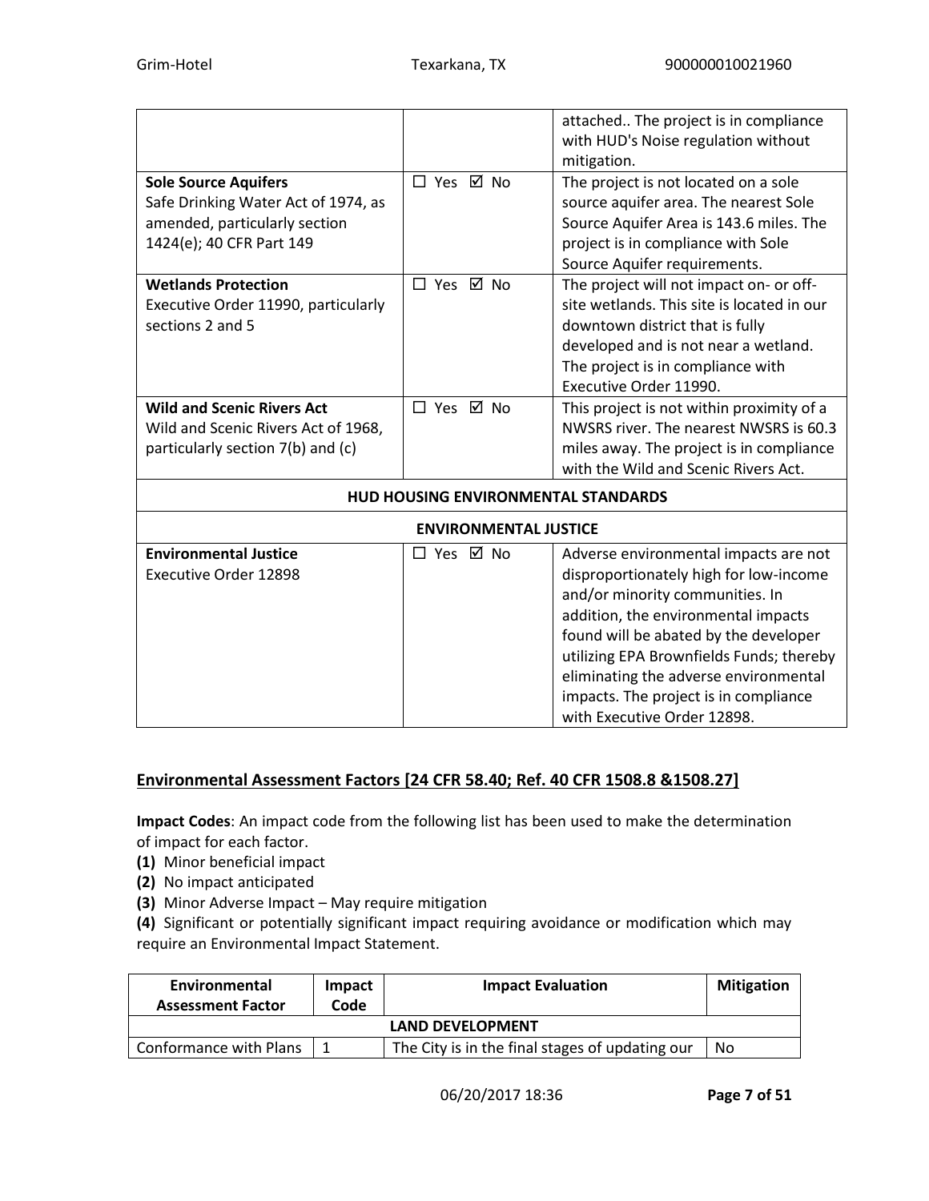| | | |
|---|---|---|
| | | attached.. The project is in compliance with HUD's Noise regulation without mitigation. |
| **Sole Source Aquifers** Safe Drinking Water Act of 1974, as amended, particularly section 1424(e); 40 CFR Part 149 | ☐ Yes ☑ No | The project is not located on a sole source aquifer area. The nearest Sole Source Aquifer Area is 143.6 miles. The project is in compliance with Sole Source Aquifer requirements. |
| **Wetlands Protection** Executive Order 11990, particularly sections 2 and 5 | ☐ Yes ☑ No | The project will not impact on- or off-site wetlands. This site is located in our downtown district that is fully developed and is not near a wetland. The project is in compliance with Executive Order 11990. |
| **Wild and Scenic Rivers Act** Wild and Scenic Rivers Act of 1968, particularly section 7(b) and (c) | ☐ Yes ☑ No | This project is not within proximity of a NWSRS river. The nearest NWSRS is 60.3 miles away. The project is in compliance with the Wild and Scenic Rivers Act. |
| **HUD HOUSING ENVIRONMENTAL STANDARDS** | | |
| **ENVIRONMENTAL JUSTICE** | | |
| **Environmental Justice** Executive Order 12898 | ☐ Yes ☑ No | Adverse environmental impacts are not disproportionately high for low-income and/or minority communities. In addition, the environmental impacts found will be abated by the developer utilizing EPA Brownfields Funds; thereby eliminating the adverse environmental impacts. The project is in compliance with Executive Order 12898. |

## Environmental Assessment Factors [24 CFR 58.40; Ref. 40 CFR 1508.8 &1508.27]

**Impact Codes**: An impact code from the following list has been used to make the determination of impact for each factor.

**(1)** Minor beneficial impact
**(2)** No impact anticipated
**(3)** Minor Adverse Impact – May require mitigation
**(4)** Significant or potentially significant impact requiring avoidance or modification which may require an Environmental Impact Statement.

| Environmental Assessment Factor | Impact Code | Impact Evaluation | Mitigation |
|---|---|---|---|
| **LAND DEVELOPMENT** | | | |
| Conformance with Plans | 1 | The City is in the final stages of updating our | No |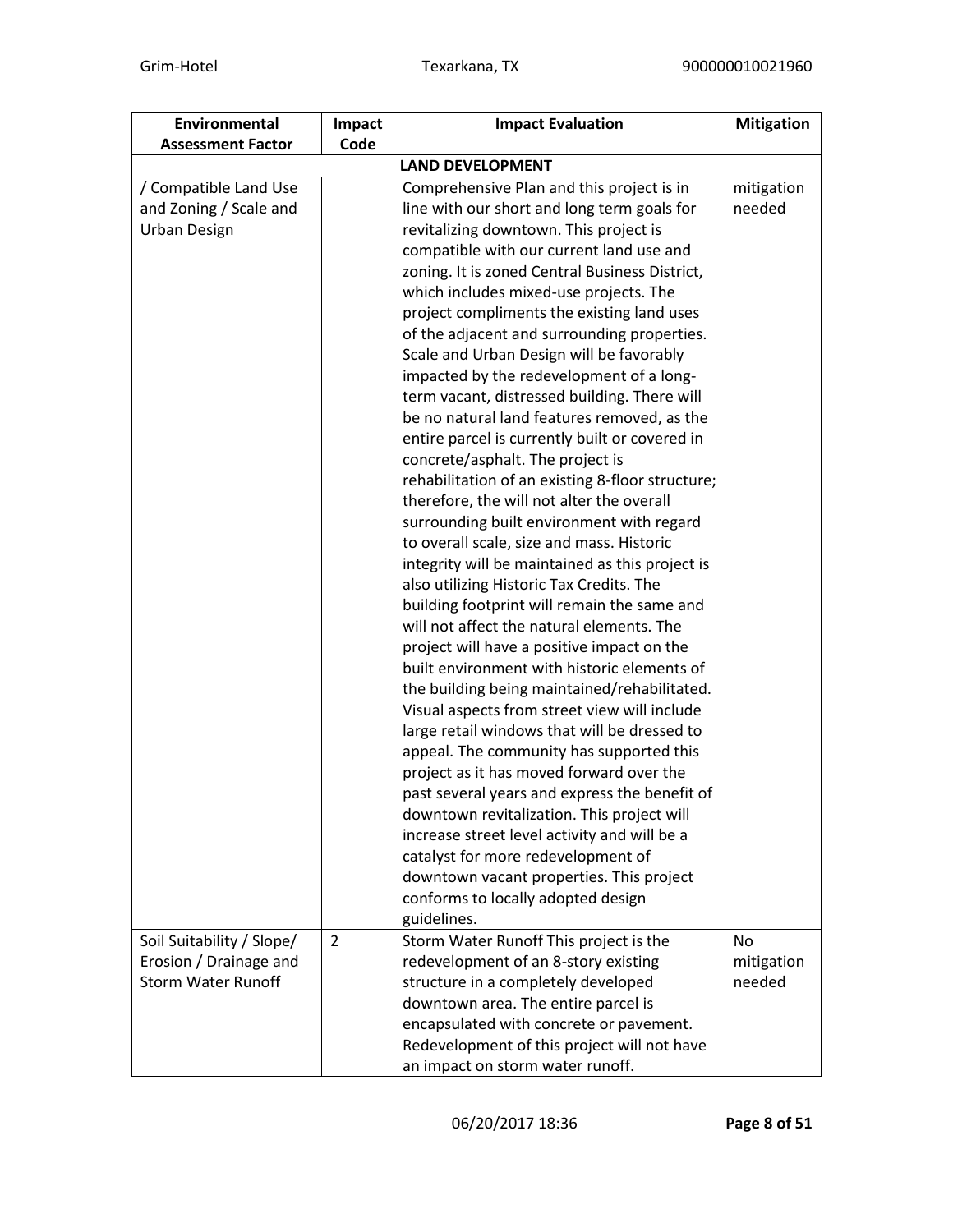| Environmental Assessment Factor | Impact Code | Impact Evaluation | Mitigation |
|---|---|---|---|
| | | **LAND DEVELOPMENT** | |
| / Compatible Land Use and Zoning / Scale and Urban Design | | Comprehensive Plan and this project is in line with our short and long term goals for revitalizing downtown. This project is compatible with our current land use and zoning. It is zoned Central Business District, which includes mixed-use projects. The project compliments the existing land uses of the adjacent and surrounding properties. Scale and Urban Design will be favorably impacted by the redevelopment of a long-term vacant, distressed building. There will be no natural land features removed, as the entire parcel is currently built or covered in concrete/asphalt. The project is rehabilitation of an existing 8-floor structure; therefore, the will not alter the overall surrounding built environment with regard to overall scale, size and mass. Historic integrity will be maintained as this project is also utilizing Historic Tax Credits. The building footprint will remain the same and will not affect the natural elements. The project will have a positive impact on the built environment with historic elements of the building being maintained/rehabilitated. Visual aspects from street view will include large retail windows that will be dressed to appeal. The community has supported this project as it has moved forward over the past several years and express the benefit of downtown revitalization. This project will increase street level activity and will be a catalyst for more redevelopment of downtown vacant properties. This project conforms to locally adopted design guidelines. | mitigation needed |
| Soil Suitability / Slope/ Erosion / Drainage and Storm Water Runoff | 2 | Storm Water Runoff This project is the redevelopment of an 8-story existing structure in a completely developed downtown area. The entire parcel is encapsulated with concrete or pavement. Redevelopment of this project will not have an impact on storm water runoff. | No mitigation needed |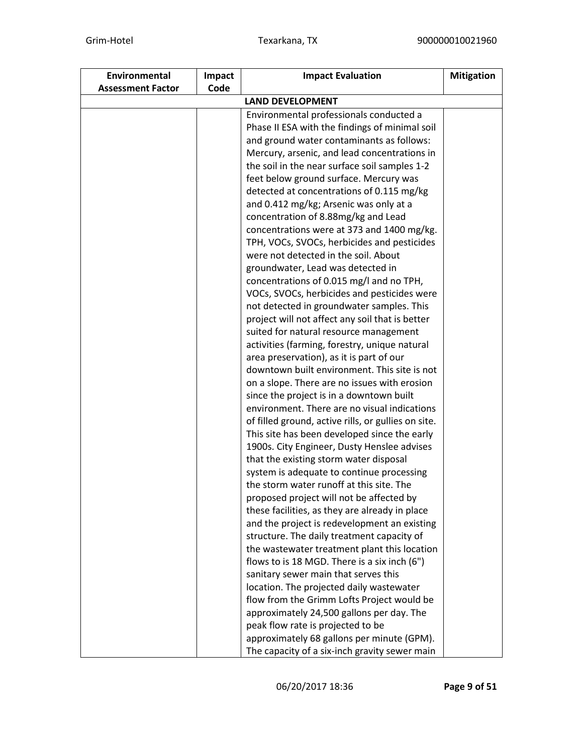| Environmental Assessment Factor | Impact Code | Impact Evaluation | Mitigation |
|---|---|---|---|
| | | **LAND DEVELOPMENT** | |
| | | Environmental professionals conducted a Phase II ESA with the findings of minimal soil and ground water contaminants as follows: Mercury, arsenic, and lead concentrations in the soil in the near surface soil samples 1-2 feet below ground surface. Mercury was detected at concentrations of 0.115 mg/kg and 0.412 mg/kg; Arsenic was only at a concentration of 8.88mg/kg and Lead concentrations were at 373 and 1400 mg/kg. TPH, VOCs, SVOCs, herbicides and pesticides were not detected in the soil. About groundwater, Lead was detected in concentrations of 0.015 mg/l and no TPH, VOCs, SVOCs, herbicides and pesticides were not detected in groundwater samples. This project will not affect any soil that is better suited for natural resource management activities (farming, forestry, unique natural area preservation), as it is part of our downtown built environment. This site is not on a slope. There are no issues with erosion since the project is in a downtown built environment. There are no visual indications of filled ground, active rills, or gullies on site. This site has been developed since the early 1900s. City Engineer, Dusty Henslee advises that the existing storm water disposal system is adequate to continue processing the storm water runoff at this site. The proposed project will not be affected by these facilities, as they are already in place and the project is redevelopment an existing structure. The daily treatment capacity of the wastewater treatment plant this location flows to is 18 MGD. There is a six inch (6") sanitary sewer main that serves this location. The projected daily wastewater flow from the Grimm Lofts Project would be approximately 24,500 gallons per day. The peak flow rate is projected to be approximately 68 gallons per minute (GPM). The capacity of a six-inch gravity sewer main | |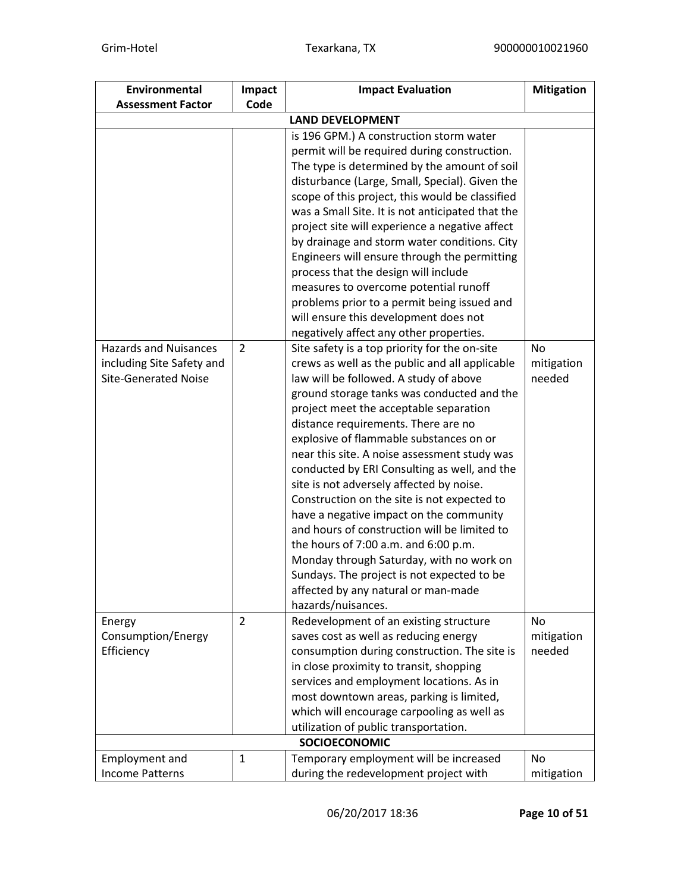| Environmental Assessment Factor | Impact Code | Impact Evaluation | Mitigation |
|---|---|---|---|
| **LAND DEVELOPMENT** | | | |
| | | is 196 GPM.) A construction storm water permit will be required during construction. The type is determined by the amount of soil disturbance (Large, Small, Special). Given the scope of this project, this would be classified was a Small Site. It is not anticipated that the project site will experience a negative affect by drainage and storm water conditions. City Engineers will ensure through the permitting process that the design will include measures to overcome potential runoff problems prior to a permit being issued and will ensure this development does not negatively affect any other properties. | |
| Hazards and Nuisances including Site Safety and Site-Generated Noise | 2 | Site safety is a top priority for the on-site crews as well as the public and all applicable law will be followed. A study of above ground storage tanks was conducted and the project meet the acceptable separation distance requirements. There are no explosive of flammable substances on or near this site. A noise assessment study was conducted by ERI Consulting as well, and the site is not adversely affected by noise. Construction on the site is not expected to have a negative impact on the community and hours of construction will be limited to the hours of 7:00 a.m. and 6:00 p.m. Monday through Saturday, with no work on Sundays. The project is not expected to be affected by any natural or man-made hazards/nuisances. | No mitigation needed |
| Energy Consumption/Energy Efficiency | 2 | Redevelopment of an existing structure saves cost as well as reducing energy consumption during construction. The site is in close proximity to transit, shopping services and employment locations. As in most downtown areas, parking is limited, which will encourage carpooling as well as utilization of public transportation. | No mitigation needed |
| **SOCIOECONOMIC** | | | |
| Employment and Income Patterns | 1 | Temporary employment will be increased during the redevelopment project with | No mitigation |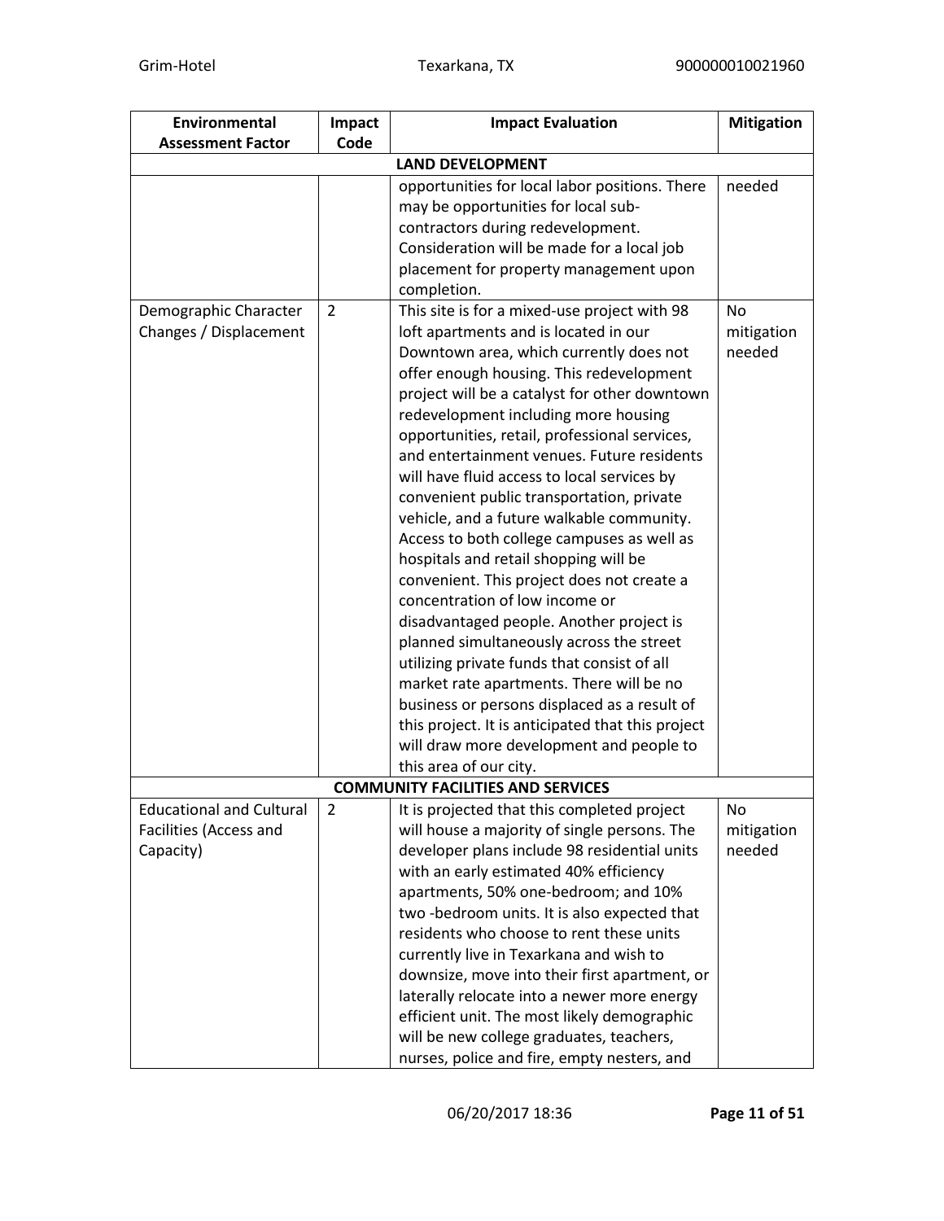| Environmental Assessment Factor | Impact Code | Impact Evaluation | Mitigation |
|---|---|---|---|
| **LAND DEVELOPMENT** | | | |
| | | opportunities for local labor positions. There may be opportunities for local sub-contractors during redevelopment. Consideration will be made for a local job placement for property management upon completion. | needed |
| Demographic Character Changes / Displacement | 2 | This site is for a mixed-use project with 98 loft apartments and is located in our Downtown area, which currently does not offer enough housing. This redevelopment project will be a catalyst for other downtown redevelopment including more housing opportunities, retail, professional services, and entertainment venues. Future residents will have fluid access to local services by convenient public transportation, private vehicle, and a future walkable community. Access to both college campuses as well as hospitals and retail shopping will be convenient. This project does not create a concentration of low income or disadvantaged people. Another project is planned simultaneously across the street utilizing private funds that consist of all market rate apartments. There will be no business or persons displaced as a result of this project. It is anticipated that this project will draw more development and people to this area of our city. | No mitigation needed |
| **COMMUNITY FACILITIES AND SERVICES** | | | |
| Educational and Cultural Facilities (Access and Capacity) | 2 | It is projected that this completed project will house a majority of single persons. The developer plans include 98 residential units with an early estimated 40% efficiency apartments, 50% one-bedroom; and 10% two -bedroom units. It is also expected that residents who choose to rent these units currently live in Texarkana and wish to downsize, move into their first apartment, or laterally relocate into a newer more energy efficient unit. The most likely demographic will be new college graduates, teachers, nurses, police and fire, empty nesters, and | No mitigation needed |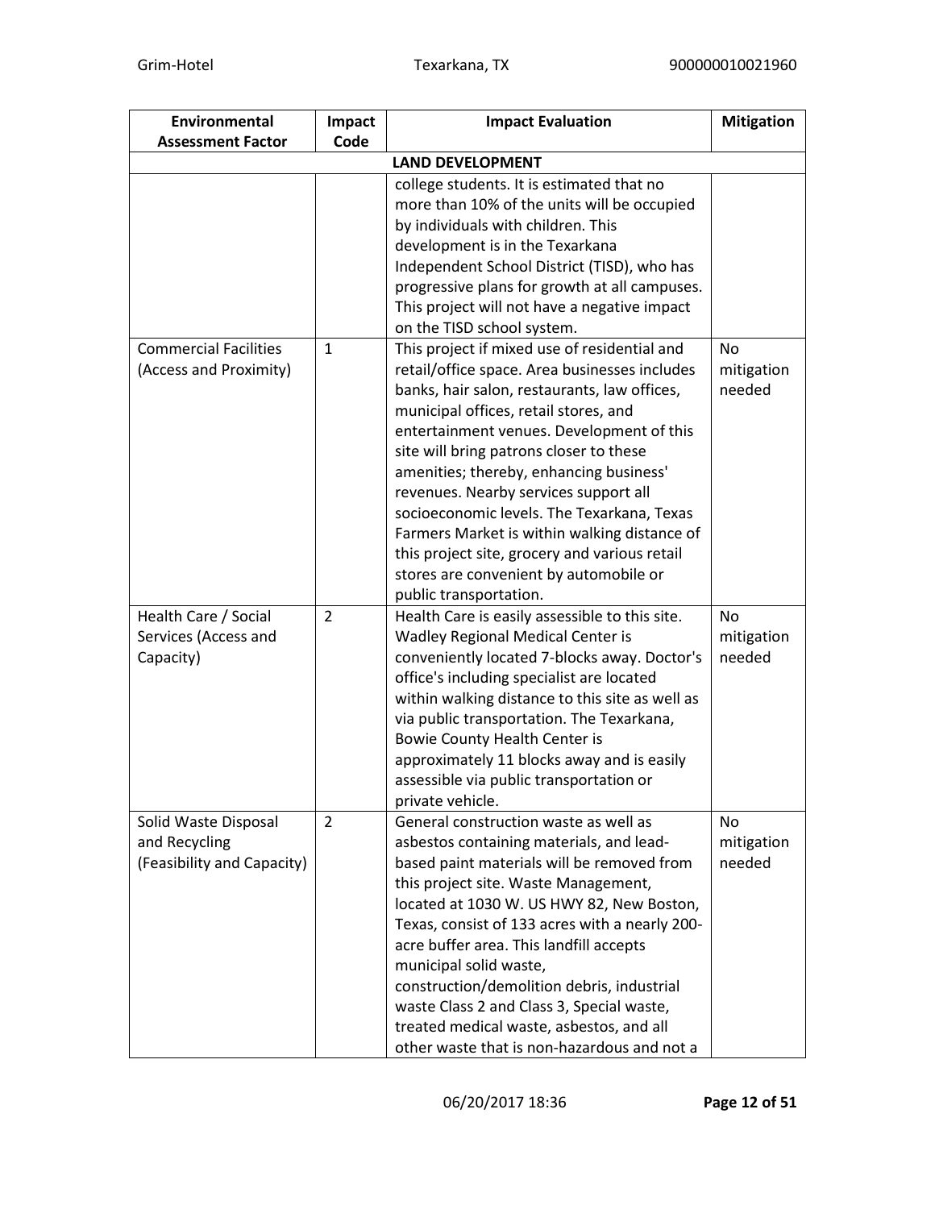| Environmental Assessment Factor | Impact Code | Impact Evaluation | Mitigation |
|---|---|---|---|
| | | **LAND DEVELOPMENT** | |
| | | college students. It is estimated that no more than 10% of the units will be occupied by individuals with children. This development is in the Texarkana Independent School District (TISD), who has progressive plans for growth at all campuses. This project will not have a negative impact on the TISD school system. | |
| Commercial Facilities (Access and Proximity) | 1 | This project if mixed use of residential and retail/office space. Area businesses includes banks, hair salon, restaurants, law offices, municipal offices, retail stores, and entertainment venues. Development of this site will bring patrons closer to these amenities; thereby, enhancing business' revenues. Nearby services support all socioeconomic levels. The Texarkana, Texas Farmers Market is within walking distance of this project site, grocery and various retail stores are convenient by automobile or public transportation. | No mitigation needed |
| Health Care / Social Services (Access and Capacity) | 2 | Health Care is easily assessible to this site. Wadley Regional Medical Center is conveniently located 7-blocks away. Doctor's office's including specialist are located within walking distance to this site as well as via public transportation. The Texarkana, Bowie County Health Center is approximately 11 blocks away and is easily assessible via public transportation or private vehicle. | No mitigation needed |
| Solid Waste Disposal and Recycling (Feasibility and Capacity) | 2 | General construction waste as well as asbestos containing materials, and lead-based paint materials will be removed from this project site. Waste Management, located at 1030 W. US HWY 82, New Boston, Texas, consist of 133 acres with a nearly 200-acre buffer area. This landfill accepts municipal solid waste, construction/demolition debris, industrial waste Class 2 and Class 3, Special waste, treated medical waste, asbestos, and all other waste that is non-hazardous and not a | No mitigation needed |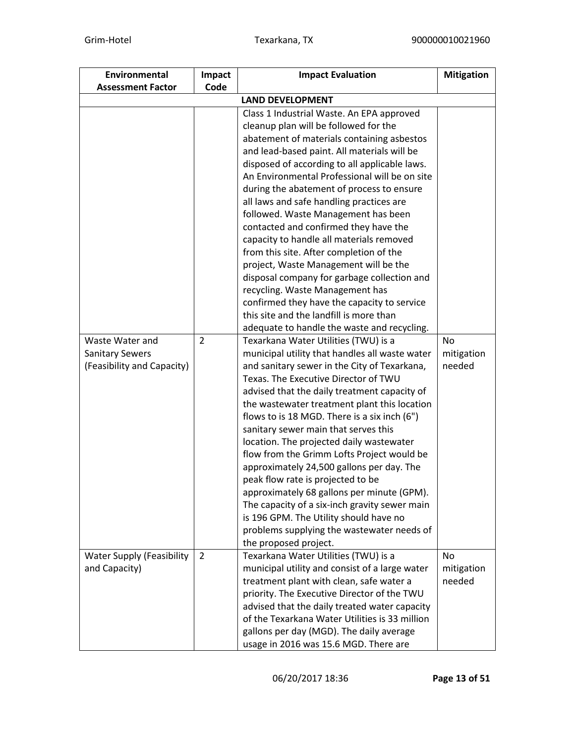| Environmental Assessment Factor | Impact Code | Impact Evaluation | Mitigation |
|---|---|---|---|
| | | **LAND DEVELOPMENT** | |
| | | Class 1 Industrial Waste. An EPA approved cleanup plan will be followed for the abatement of materials containing asbestos and lead-based paint. All materials will be disposed of according to all applicable laws. An Environmental Professional will be on site during the abatement of process to ensure all laws and safe handling practices are followed. Waste Management has been contacted and confirmed they have the capacity to handle all materials removed from this site. After completion of the project, Waste Management will be the disposal company for garbage collection and recycling. Waste Management has confirmed they have the capacity to service this site and the landfill is more than adequate to handle the waste and recycling. | |
| Waste Water and Sanitary Sewers (Feasibility and Capacity) | 2 | Texarkana Water Utilities (TWU) is a municipal utility that handles all waste water and sanitary sewer in the City of Texarkana, Texas. The Executive Director of TWU advised that the daily treatment capacity of the wastewater treatment plant this location flows to is 18 MGD. There is a six inch (6") sanitary sewer main that serves this location. The projected daily wastewater flow from the Grimm Lofts Project would be approximately 24,500 gallons per day. The peak flow rate is projected to be approximately 68 gallons per minute (GPM). The capacity of a six-inch gravity sewer main is 196 GPM. The Utility should have no problems supplying the wastewater needs of the proposed project. | No mitigation needed |
| Water Supply (Feasibility and Capacity) | 2 | Texarkana Water Utilities (TWU) is a municipal utility and consist of a large water treatment plant with clean, safe water a priority. The Executive Director of the TWU advised that the daily treated water capacity of the Texarkana Water Utilities is 33 million gallons per day (MGD). The daily average usage in 2016 was 15.6 MGD. There are | No mitigation needed |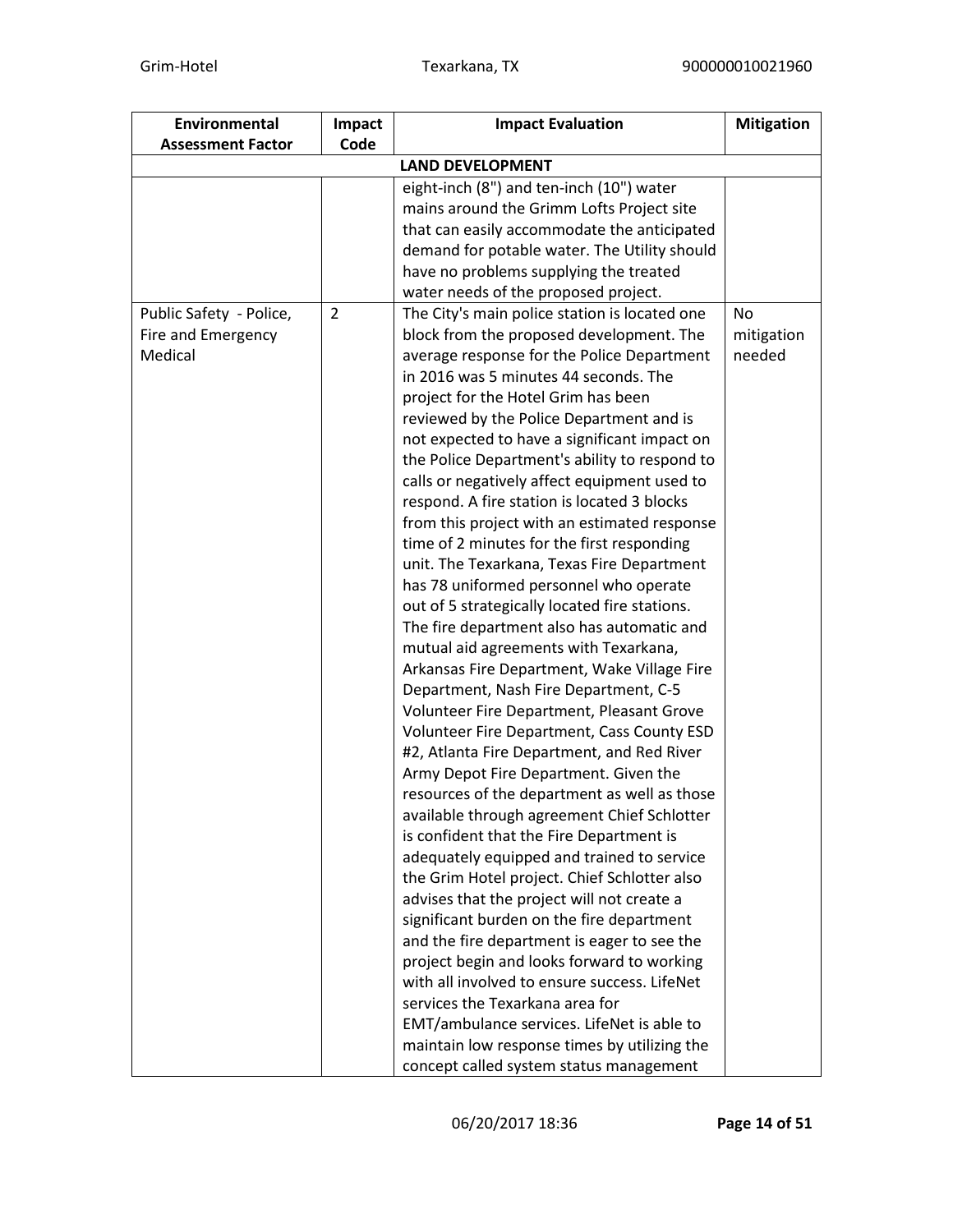| Environmental Assessment Factor | Impact Code | Impact Evaluation | Mitigation |
|---|---|---|---|
| | | **LAND DEVELOPMENT** | |
| | | eight-inch (8") and ten-inch (10") water mains around the Grimm Lofts Project site that can easily accommodate the anticipated demand for potable water. The Utility should have no problems supplying the treated water needs of the proposed project. | |
| Public Safety - Police, Fire and Emergency Medical | 2 | The City's main police station is located one block from the proposed development. The average response for the Police Department in 2016 was 5 minutes 44 seconds. The project for the Hotel Grim has been reviewed by the Police Department and is not expected to have a significant impact on the Police Department's ability to respond to calls or negatively affect equipment used to respond. A fire station is located 3 blocks from this project with an estimated response time of 2 minutes for the first responding unit. The Texarkana, Texas Fire Department has 78 uniformed personnel who operate out of 5 strategically located fire stations. The fire department also has automatic and mutual aid agreements with Texarkana, Arkansas Fire Department, Wake Village Fire Department, Nash Fire Department, C-5 Volunteer Fire Department, Pleasant Grove Volunteer Fire Department, Cass County ESD #2, Atlanta Fire Department, and Red River Army Depot Fire Department. Given the resources of the department as well as those available through agreement Chief Schlotter is confident that the Fire Department is adequately equipped and trained to service the Grim Hotel project. Chief Schlotter also advises that the project will not create a significant burden on the fire department and the fire department is eager to see the project begin and looks forward to working with all involved to ensure success. LifeNet services the Texarkana area for EMT/ambulance services. LifeNet is able to maintain low response times by utilizing the concept called system status management | No mitigation needed |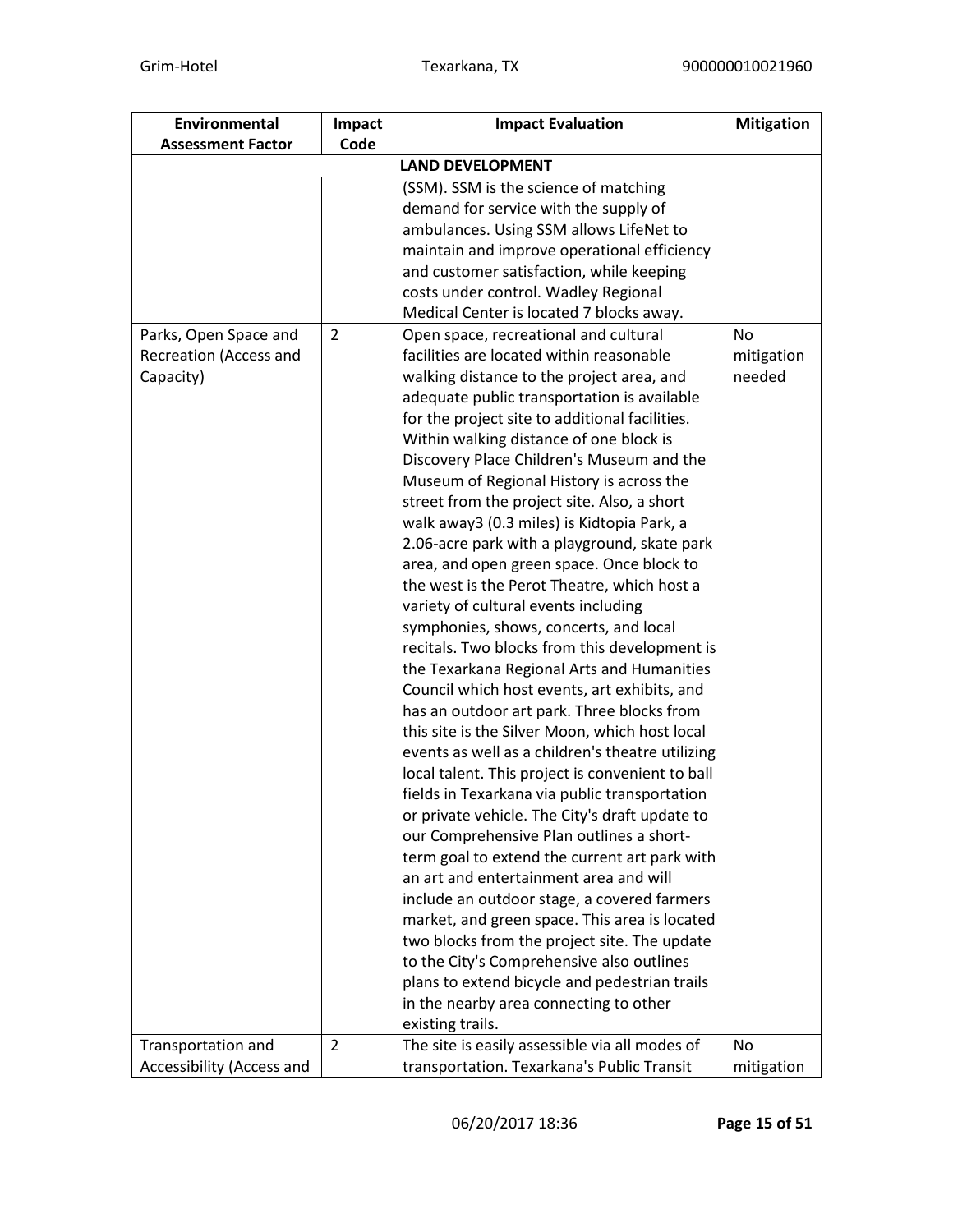| Environmental Assessment Factor | Impact Code | Impact Evaluation | Mitigation |
|---|---|---|---|
| | | **LAND DEVELOPMENT** | |
| | | (SSM). SSM is the science of matching demand for service with the supply of ambulances. Using SSM allows LifeNet to maintain and improve operational efficiency and customer satisfaction, while keeping costs under control. Wadley Regional Medical Center is located 7 blocks away. | |
| Parks, Open Space and Recreation (Access and Capacity) | 2 | Open space, recreational and cultural facilities are located within reasonable walking distance to the project area, and adequate public transportation is available for the project site to additional facilities. Within walking distance of one block is Discovery Place Children's Museum and the Museum of Regional History is across the street from the project site. Also, a short walk away3 (0.3 miles) is Kidtopia Park, a 2.06-acre park with a playground, skate park area, and open green space. Once block to the west is the Perot Theatre, which host a variety of cultural events including symphonies, shows, concerts, and local recitals. Two blocks from this development is the Texarkana Regional Arts and Humanities Council which host events, art exhibits, and has an outdoor art park. Three blocks from this site is the Silver Moon, which host local events as well as a children's theatre utilizing local talent. This project is convenient to ball fields in Texarkana via public transportation or private vehicle. The City's draft update to our Comprehensive Plan outlines a short-term goal to extend the current art park with an art and entertainment area and will include an outdoor stage, a covered farmers market, and green space. This area is located two blocks from the project site. The update to the City's Comprehensive also outlines plans to extend bicycle and pedestrian trails in the nearby area connecting to other existing trails. | No mitigation needed |
| Transportation and Accessibility (Access and | 2 | The site is easily assessible via all modes of transportation. Texarkana's Public Transit | No mitigation |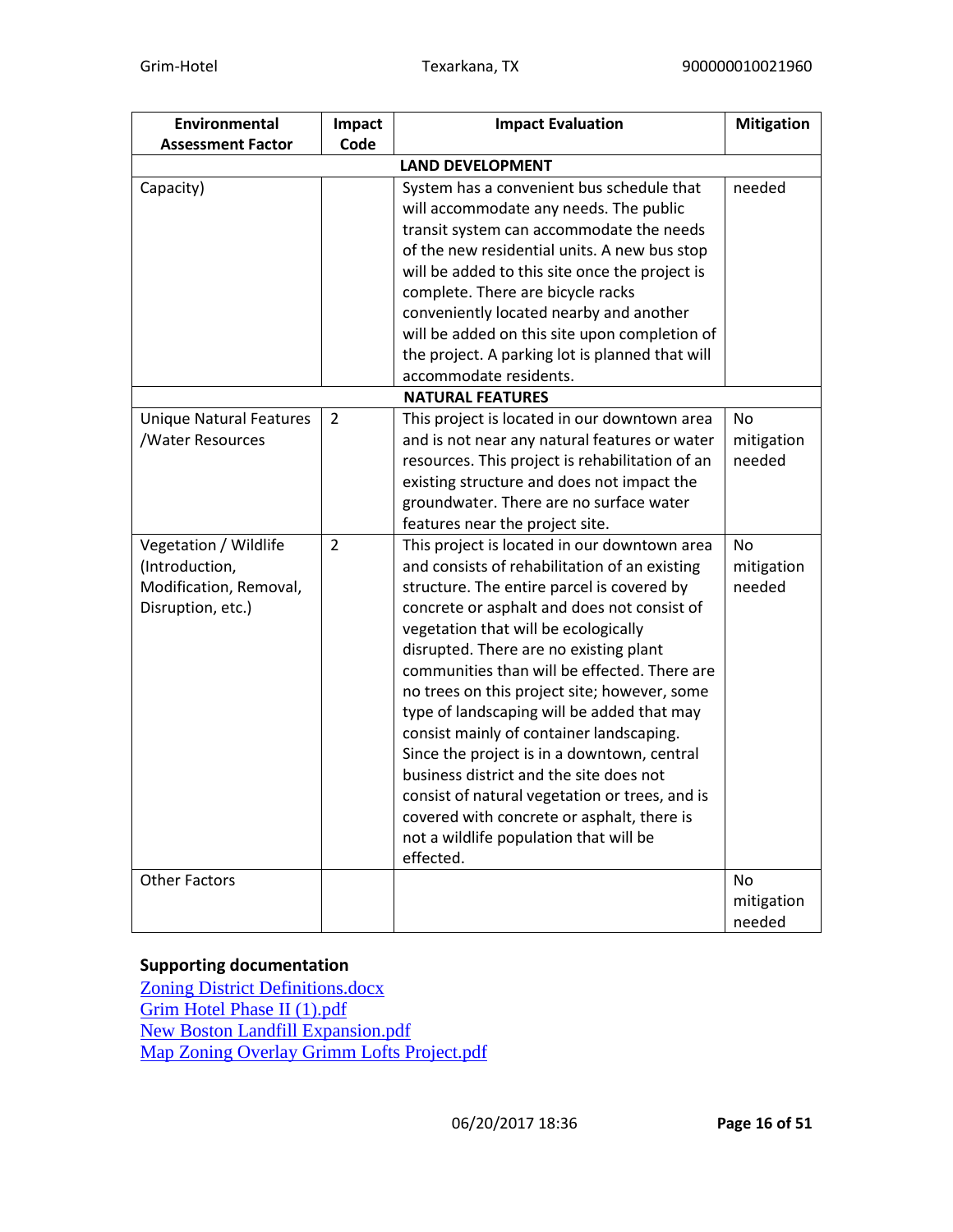| Environmental Assessment Factor | Impact Code | Impact Evaluation | Mitigation |
|---|---|---|---|
| | | **LAND DEVELOPMENT** | |
| Capacity) | | System has a convenient bus schedule that will accommodate any needs. The public transit system can accommodate the needs of the new residential units. A new bus stop will be added to this site once the project is complete. There are bicycle racks conveniently located nearby and another will be added on this site upon completion of the project. A parking lot is planned that will accommodate residents. | needed |
| | | **NATURAL FEATURES** | |
| Unique Natural Features /Water Resources | 2 | This project is located in our downtown area and is not near any natural features or water resources. This project is rehabilitation of an existing structure and does not impact the groundwater. There are no surface water features near the project site. | No mitigation needed |
| Vegetation / Wildlife (Introduction, Modification, Removal, Disruption, etc.) | 2 | This project is located in our downtown area and consists of rehabilitation of an existing structure. The entire parcel is covered by concrete or asphalt and does not consist of vegetation that will be ecologically disrupted. There are no existing plant communities than will be effected. There are no trees on this project site; however, some type of landscaping will be added that may consist mainly of container landscaping. Since the project is in a downtown, central business district and the site does not consist of natural vegetation or trees, and is covered with concrete or asphalt, there is not a wildlife population that will be effected. | No mitigation needed |
| Other Factors | | | No mitigation needed |

**Supporting documentation**

Zoning District Definitions.docx
Grim Hotel Phase II (1).pdf
New Boston Landfill Expansion.pdf
Map Zoning Overlay Grimm Lofts Project.pdf

06/20/2017 18:36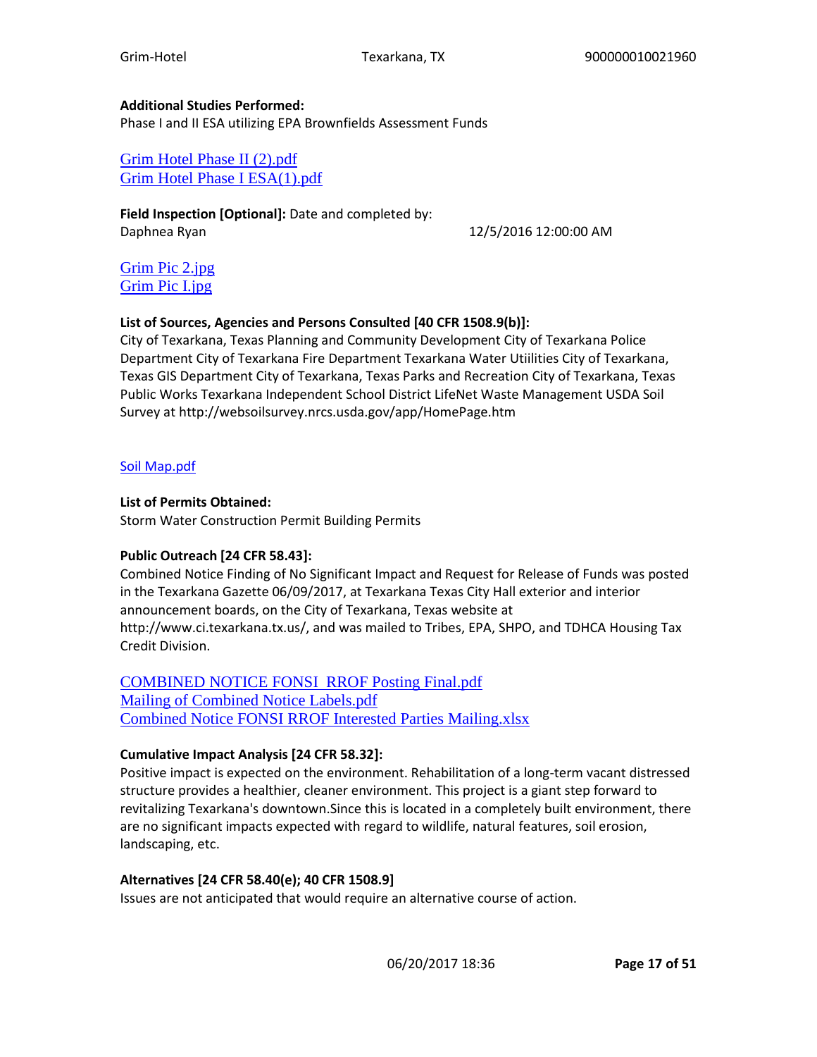**Additional Studies Performed:**
Phase I and II ESA utilizing EPA Brownfields Assessment Funds

Grim Hotel Phase II (2).pdf
Grim Hotel Phase I ESA(1).pdf

**Field Inspection [Optional]:** Date and completed by:
Daphnea Ryan 12/5/2016 12:00:00 AM

Grim Pic 2.jpg
Grim Pic I.jpg

**List of Sources, Agencies and Persons Consulted [40 CFR 1508.9(b)]:**
City of Texarkana, Texas Planning and Community Development City of Texarkana Police Department City of Texarkana Fire Department Texarkana Water Utiilities City of Texarkana, Texas GIS Department City of Texarkana, Texas Parks and Recreation City of Texarkana, Texas Public Works Texarkana Independent School District LifeNet Waste Management USDA Soil Survey at http://websoilsurvey.nrcs.usda.gov/app/HomePage.htm

Soil Map.pdf

**List of Permits Obtained:**
Storm Water Construction Permit Building Permits

**Public Outreach [24 CFR 58.43]:**
Combined Notice Finding of No Significant Impact and Request for Release of Funds was posted in the Texarkana Gazette 06/09/2017, at Texarkana Texas City Hall exterior and interior announcement boards, on the City of Texarkana, Texas website at http://www.ci.texarkana.tx.us/, and was mailed to Tribes, EPA, SHPO, and TDHCA Housing Tax Credit Division.

COMBINED NOTICE FONSI RROF Posting Final.pdf
Mailing of Combined Notice Labels.pdf
Combined Notice FONSI RROF Interested Parties Mailing.xlsx

**Cumulative Impact Analysis [24 CFR 58.32]:**
Positive impact is expected on the environment. Rehabilitation of a long-term vacant distressed structure provides a healthier, cleaner environment. This project is a giant step forward to revitalizing Texarkana's downtown.Since this is located in a completely built environment, there are no significant impacts expected with regard to wildlife, natural features, soil erosion, landscaping, etc.

**Alternatives [24 CFR 58.40(e); 40 CFR 1508.9]**
Issues are not anticipated that would require an alternative course of action.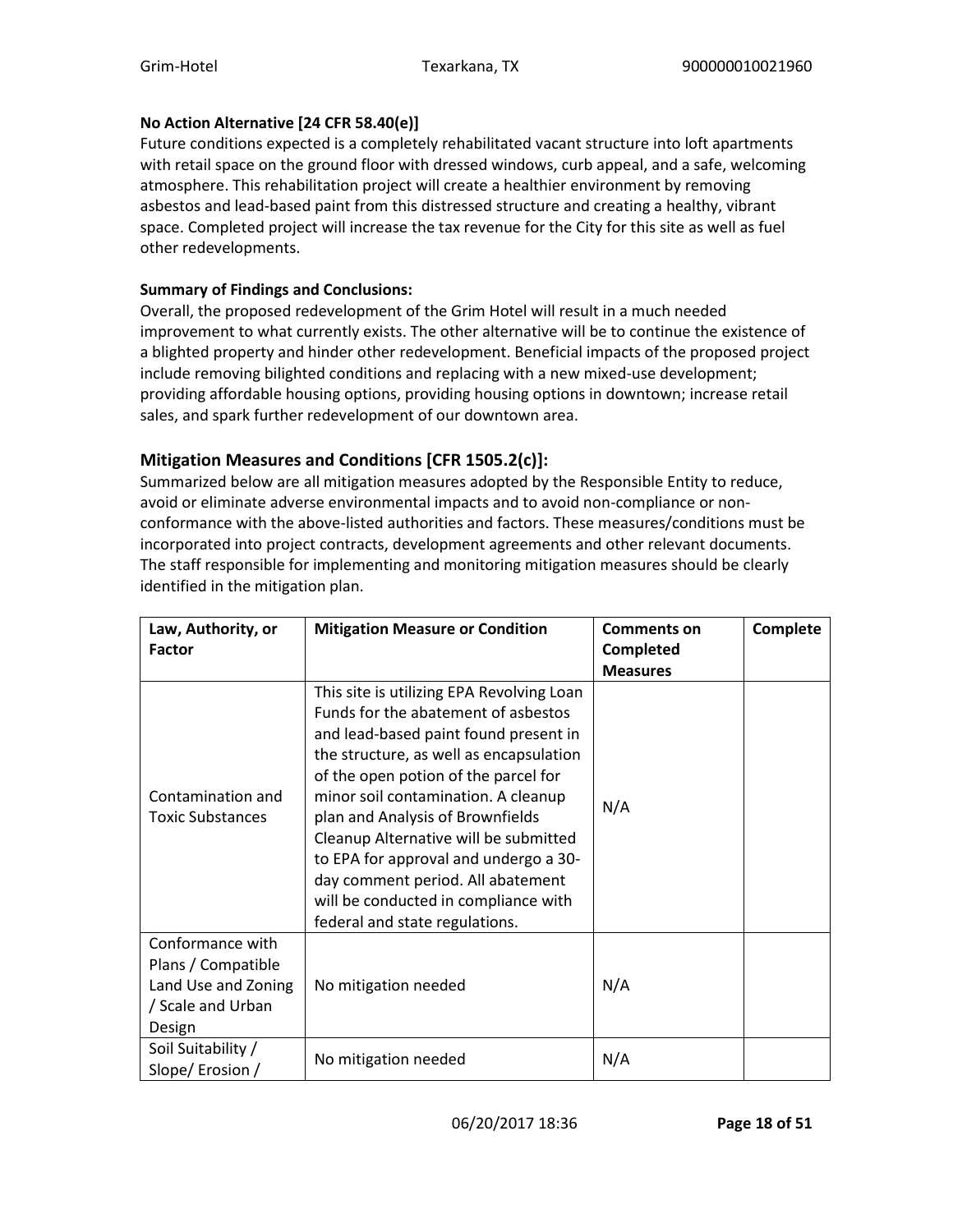**No Action Alternative [24 CFR 58.40(e)]**

Future conditions expected is a completely rehabilitated vacant structure into loft apartments with retail space on the ground floor with dressed windows, curb appeal, and a safe, welcoming atmosphere. This rehabilitation project will create a healthier environment by removing asbestos and lead-based paint from this distressed structure and creating a healthy, vibrant space. Completed project will increase the tax revenue for the City for this site as well as fuel other redevelopments.

**Summary of Findings and Conclusions:**

Overall, the proposed redevelopment of the Grim Hotel will result in a much needed improvement to what currently exists. The other alternative will be to continue the existence of a blighted property and hinder other redevelopment. Beneficial impacts of the proposed project include removing bilighted conditions and replacing with a new mixed-use development; providing affordable housing options, providing housing options in downtown; increase retail sales, and spark further redevelopment of our downtown area.

## Mitigation Measures and Conditions [CFR 1505.2(c)]:

Summarized below are all mitigation measures adopted by the Responsible Entity to reduce, avoid or eliminate adverse environmental impacts and to avoid non-compliance or non-conformance with the above-listed authorities and factors. These measures/conditions must be incorporated into project contracts, development agreements and other relevant documents. The staff responsible for implementing and monitoring mitigation measures should be clearly identified in the mitigation plan.

| Law, Authority, or Factor | Mitigation Measure or Condition | Comments on Completed Measures | Complete |
|---|---|---|---|
| Contamination and Toxic Substances | This site is utilizing EPA Revolving Loan Funds for the abatement of asbestos and lead-based paint found present in the structure, as well as encapsulation of the open potion of the parcel for minor soil contamination. A cleanup plan and Analysis of Brownfields Cleanup Alternative will be submitted to EPA for approval and undergo a 30-day comment period. All abatement will be conducted in compliance with federal and state regulations. | N/A | |
| Conformance with Plans / Compatible Land Use and Zoning / Scale and Urban Design | No mitigation needed | N/A | |
| Soil Suitability / Slope/ Erosion / | No mitigation needed | N/A | |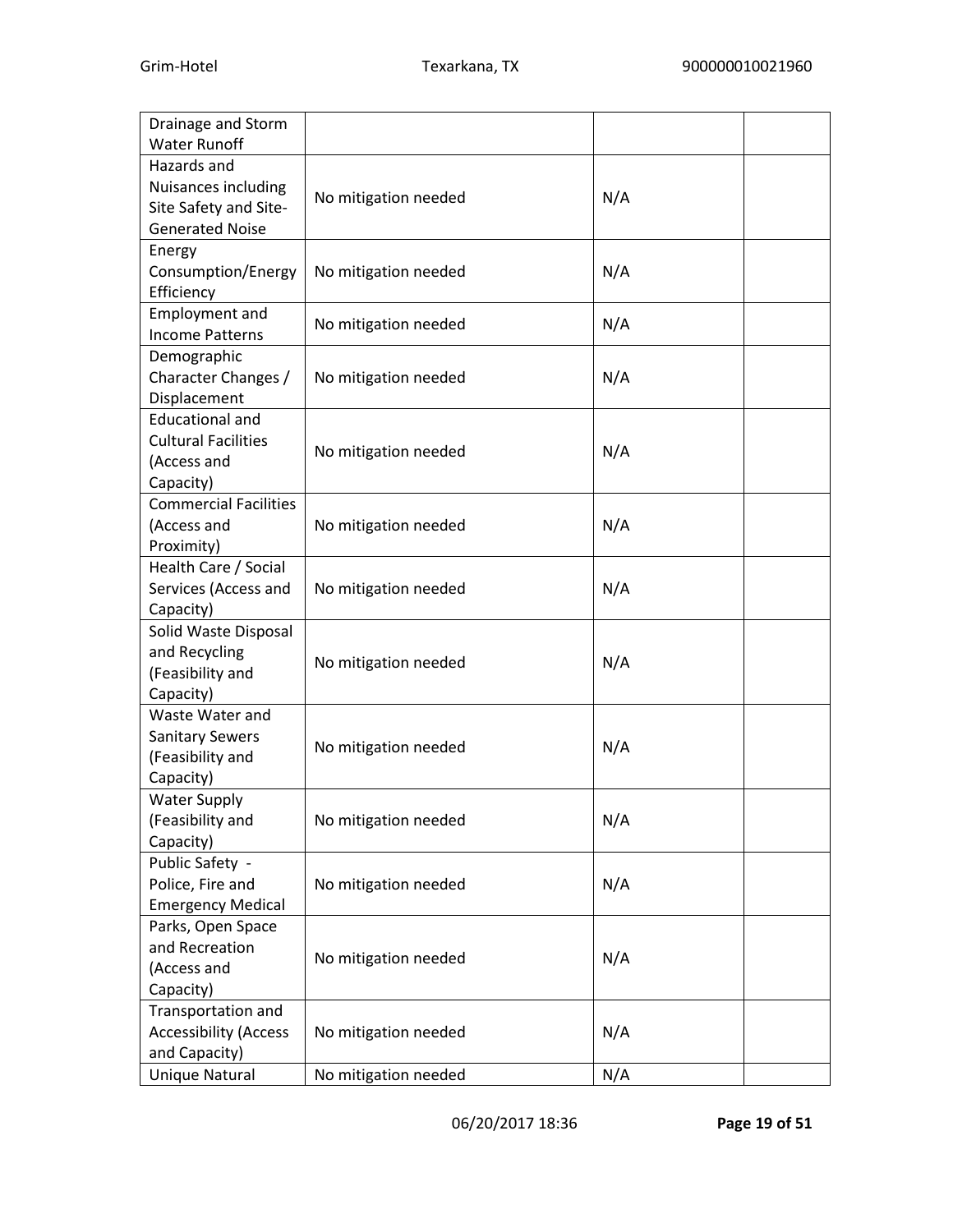| | | | |
|---|---|---|---|
| Drainage and Storm Water Runoff | | | |
| Hazards and Nuisances including Site Safety and Site-Generated Noise | No mitigation needed | N/A | |
| Energy Consumption/Energy Efficiency | No mitigation needed | N/A | |
| Employment and Income Patterns | No mitigation needed | N/A | |
| Demographic Character Changes / Displacement | No mitigation needed | N/A | |
| Educational and Cultural Facilities (Access and Capacity) | No mitigation needed | N/A | |
| Commercial Facilities (Access and Proximity) | No mitigation needed | N/A | |
| Health Care / Social Services (Access and Capacity) | No mitigation needed | N/A | |
| Solid Waste Disposal and Recycling (Feasibility and Capacity) | No mitigation needed | N/A | |
| Waste Water and Sanitary Sewers (Feasibility and Capacity) | No mitigation needed | N/A | |
| Water Supply (Feasibility and Capacity) | No mitigation needed | N/A | |
| Public Safety - Police, Fire and Emergency Medical | No mitigation needed | N/A | |
| Parks, Open Space and Recreation (Access and Capacity) | No mitigation needed | N/A | |
| Transportation and Accessibility (Access and Capacity) | No mitigation needed | N/A | |
| Unique Natural | No mitigation needed | N/A | |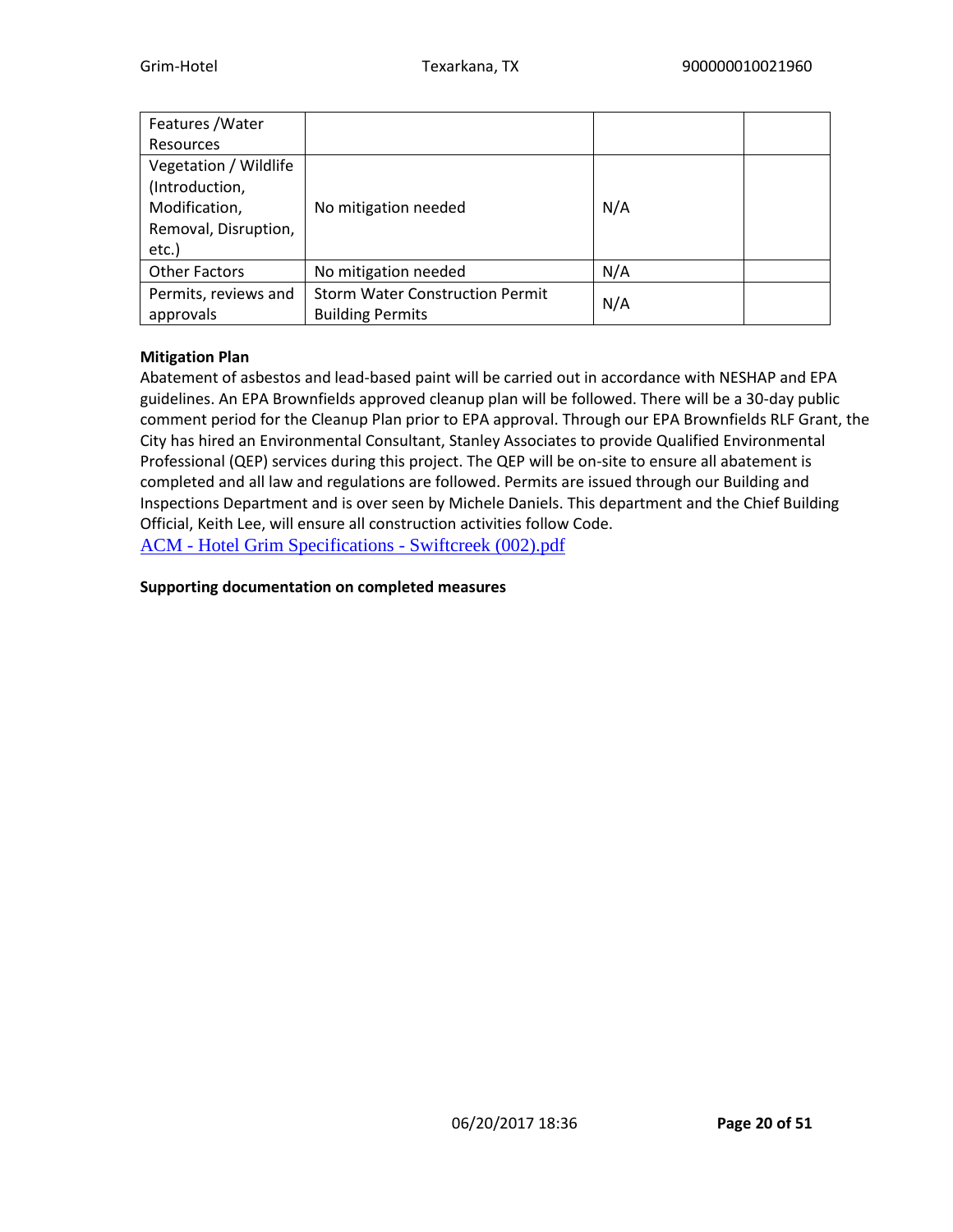| | | | |
|---|---|---|---|
| Features /Water Resources | | | |
| Vegetation / Wildlife (Introduction, Modification, Removal, Disruption, etc.) | No mitigation needed | N/A | |
| Other Factors | No mitigation needed | N/A | |
| Permits, reviews and approvals | Storm Water Construction Permit<br>Building Permits | N/A | |

**Mitigation Plan**

Abatement of asbestos and lead-based paint will be carried out in accordance with NESHAP and EPA guidelines. An EPA Brownfields approved cleanup plan will be followed. There will be a 30-day public comment period for the Cleanup Plan prior to EPA approval. Through our EPA Brownfields RLF Grant, the City has hired an Environmental Consultant, Stanley Associates to provide Qualified Environmental Professional (QEP) services during this project. The QEP will be on-site to ensure all abatement is completed and all law and regulations are followed. Permits are issued through our Building and Inspections Department and is over seen by Michele Daniels. This department and the Chief Building Official, Keith Lee, will ensure all construction activities follow Code.

ACM - Hotel Grim Specifications - Swiftcreek (002).pdf

**Supporting documentation on completed measures**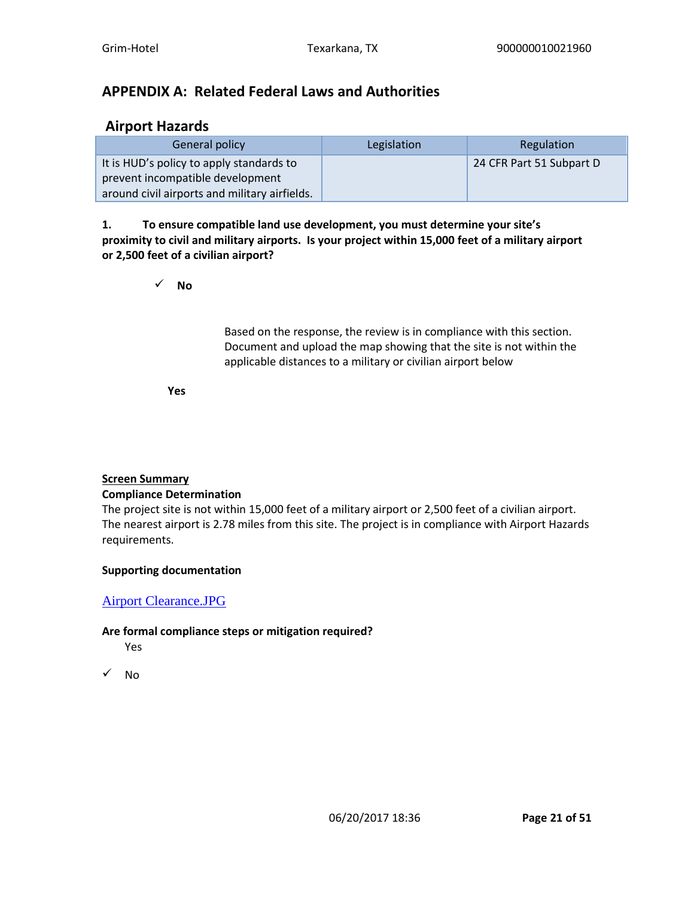## APPENDIX A: Related Federal Laws and Authorities

### Airport Hazards

| General policy | Legislation | Regulation |
| --- | --- | --- |
| It is HUD's policy to apply standards to prevent incompatible development around civil airports and military airfields. | | 24 CFR Part 51 Subpart D |

**1. To ensure compatible land use development, you must determine your site's proximity to civil and military airports. Is your project within 15,000 feet of a military airport or 2,500 feet of a civilian airport?**

✓ **No**

Based on the response, the review is in compliance with this section. Document and upload the map showing that the site is not within the applicable distances to a military or civilian airport below

**Yes**

**Screen Summary**

**Compliance Determination**

The project site is not within 15,000 feet of a military airport or 2,500 feet of a civilian airport. The nearest airport is 2.78 miles from this site. The project is in compliance with Airport Hazards requirements.

**Supporting documentation**

Airport Clearance.JPG

**Are formal compliance steps or mitigation required?**

Yes

✓ No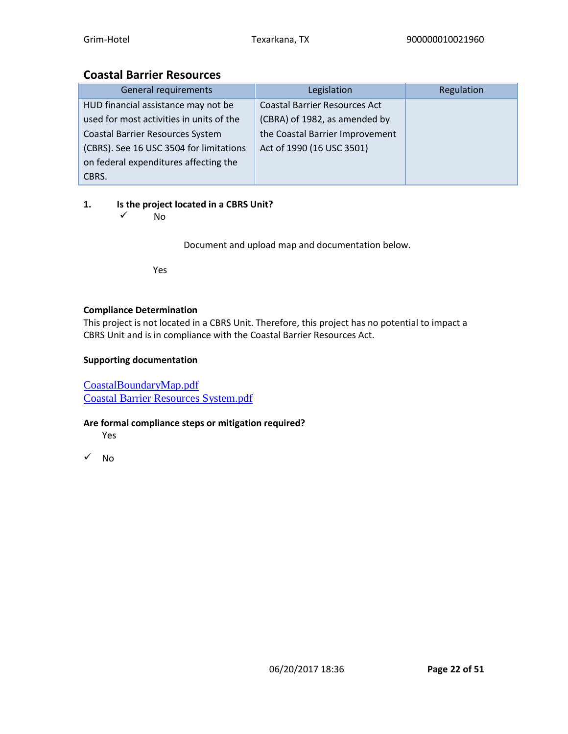## Coastal Barrier Resources

| General requirements | Legislation | Regulation |
|---|---|---|
| HUD financial assistance may not be used for most activities in units of the Coastal Barrier Resources System (CBRS). See 16 USC 3504 for limitations on federal expenditures affecting the CBRS. | Coastal Barrier Resources Act (CBRA) of 1982, as amended by the Coastal Barrier Improvement Act of 1990 (16 USC 3501) | |

**1. Is the project located in a CBRS Unit?**

✓ No

Document and upload map and documentation below.

Yes

**Compliance Determination**

This project is not located in a CBRS Unit. Therefore, this project has no potential to impact a CBRS Unit and is in compliance with the Coastal Barrier Resources Act.

**Supporting documentation**

CoastalBoundaryMap.pdf
Coastal Barrier Resources System.pdf

**Are formal compliance steps or mitigation required?**

Yes

✓ No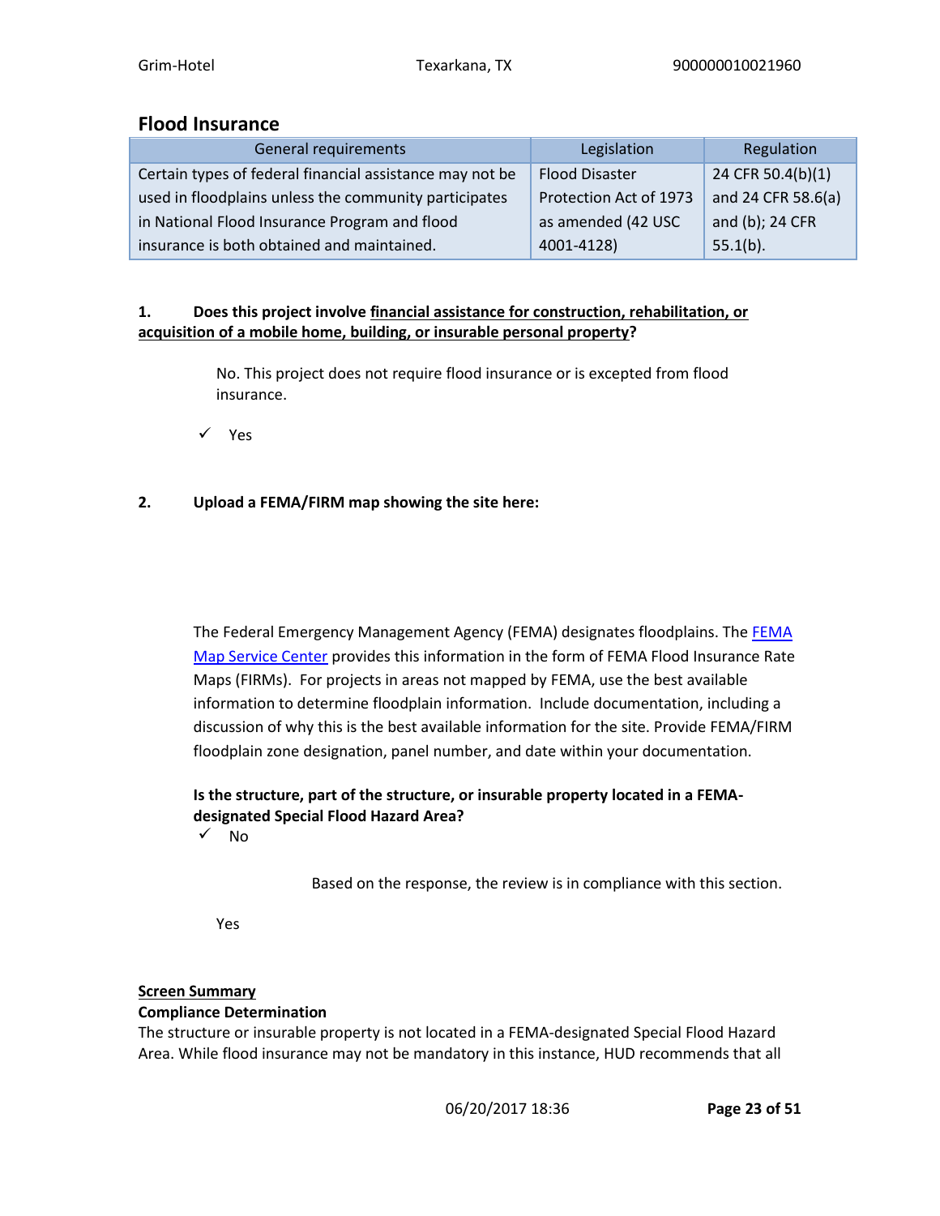## Flood Insurance

| General requirements | Legislation | Regulation |
|---|---|---|
| Certain types of federal financial assistance may not be used in floodplains unless the community participates in National Flood Insurance Program and flood insurance is both obtained and maintained. | Flood Disaster Protection Act of 1973 as amended (42 USC 4001-4128) | 24 CFR 50.4(b)(1) and 24 CFR 58.6(a) and (b); 24 CFR 55.1(b). |

**1. Does this project involve <u>financial assistance for construction, rehabilitation, or acquisition of a mobile home, building, or insurable personal property</u>?**

No. This project does not require flood insurance or is excepted from flood insurance.

✓ Yes

**2. Upload a FEMA/FIRM map showing the site here:**

The Federal Emergency Management Agency (FEMA) designates floodplains. The FEMA Map Service Center provides this information in the form of FEMA Flood Insurance Rate Maps (FIRMs). For projects in areas not mapped by FEMA, use the best available information to determine floodplain information. Include documentation, including a discussion of why this is the best available information for the site. Provide FEMA/FIRM floodplain zone designation, panel number, and date within your documentation.

**Is the structure, part of the structure, or insurable property located in a FEMA-designated Special Flood Hazard Area?**

✓ No

Based on the response, the review is in compliance with this section.

Yes

**<u>Screen Summary</u>**

**Compliance Determination**

The structure or insurable property is not located in a FEMA-designated Special Flood Hazard Area. While flood insurance may not be mandatory in this instance, HUD recommends that all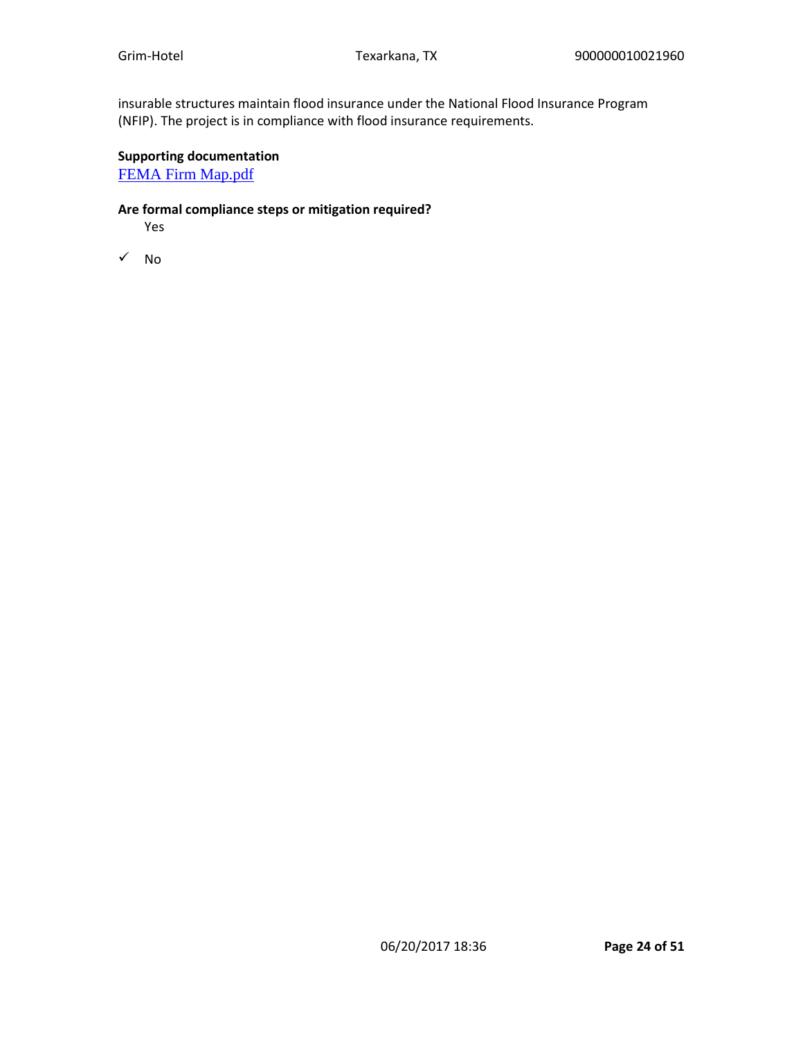insurable structures maintain flood insurance under the National Flood Insurance Program (NFIP). The project is in compliance with flood insurance requirements.

**Supporting documentation**

FEMA Firm Map.pdf

**Are formal compliance steps or mitigation required?**

Yes

✓ No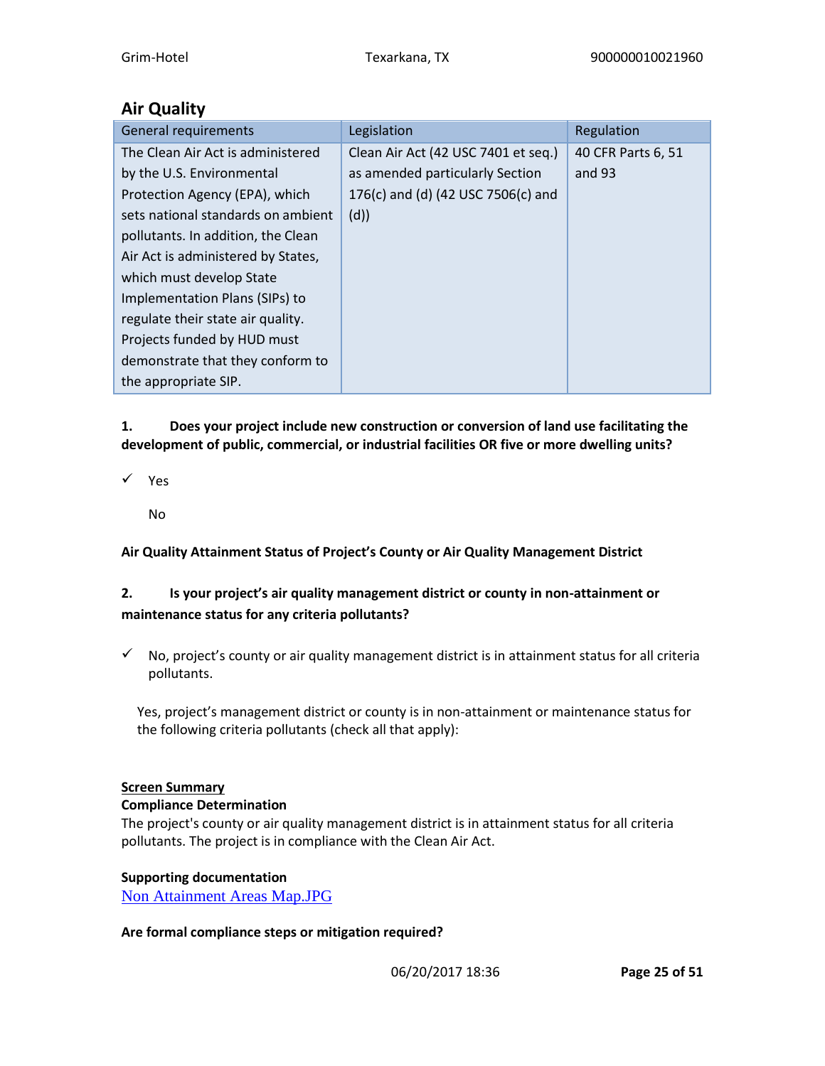## Air Quality

| General requirements | Legislation | Regulation |
|---|---|---|
| The Clean Air Act is administered by the U.S. Environmental Protection Agency (EPA), which sets national standards on ambient pollutants. In addition, the Clean Air Act is administered by States, which must develop State Implementation Plans (SIPs) to regulate their state air quality. Projects funded by HUD must demonstrate that they conform to the appropriate SIP. | Clean Air Act (42 USC 7401 et seq.) as amended particularly Section 176(c) and (d) (42 USC 7506(c) and (d)) | 40 CFR Parts 6, 51 and 93 |

**1. Does your project include new construction or conversion of land use facilitating the development of public, commercial, or industrial facilities OR five or more dwelling units?**

✓ Yes

No

**Air Quality Attainment Status of Project's County or Air Quality Management District**

**2. Is your project's air quality management district or county in non-attainment or maintenance status for any criteria pollutants?**

✓ No, project's county or air quality management district is in attainment status for all criteria pollutants.

Yes, project's management district or county is in non-attainment or maintenance status for the following criteria pollutants (check all that apply):

**Screen Summary**

**Compliance Determination**

The project's county or air quality management district is in attainment status for all criteria pollutants. The project is in compliance with the Clean Air Act.

**Supporting documentation**

Non Attainment Areas Map.JPG

**Are formal compliance steps or mitigation required?**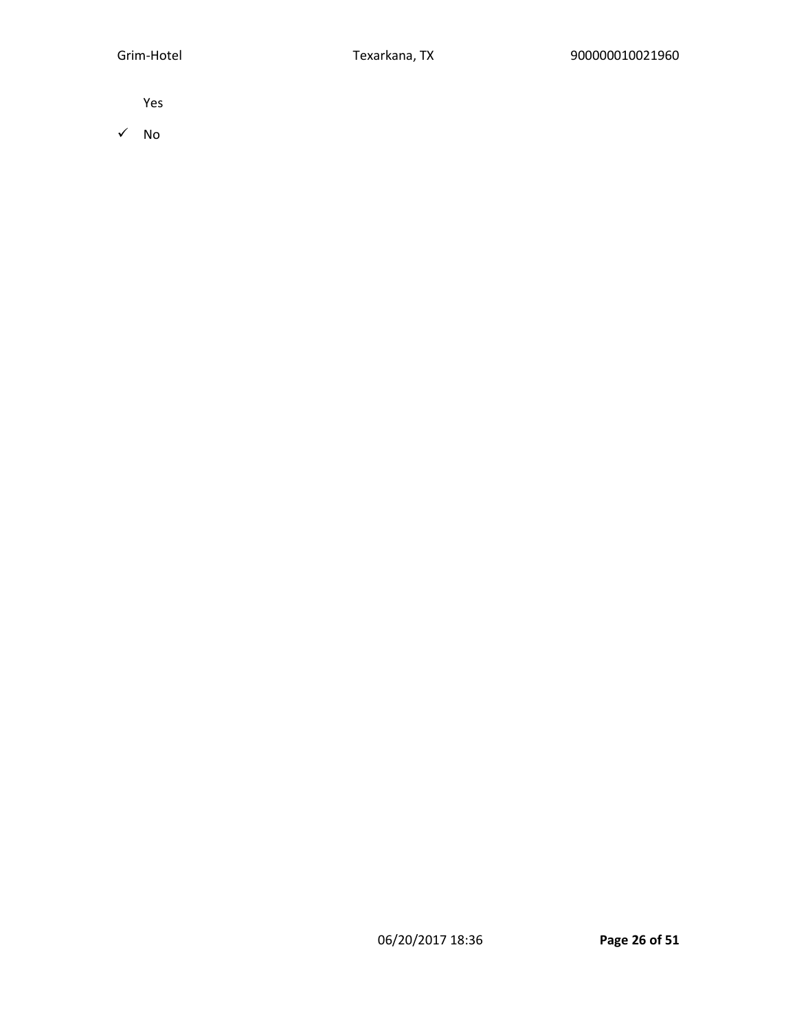- Yes
- ✓ No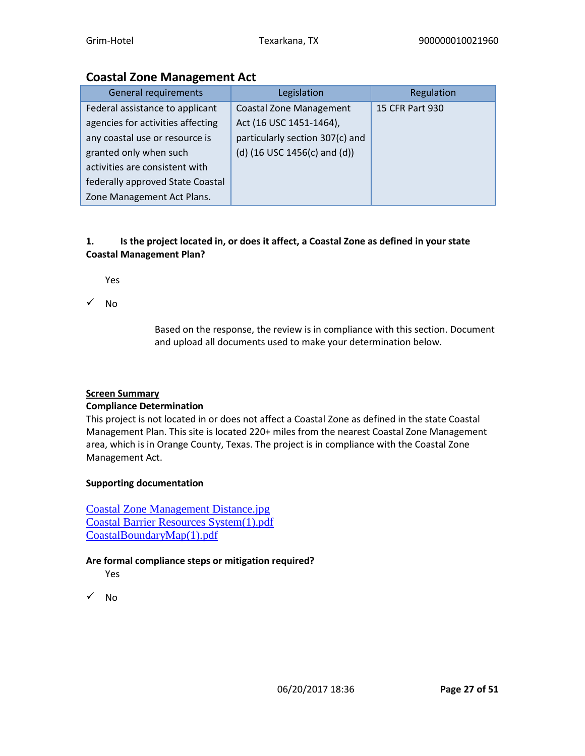## Coastal Zone Management Act

| General requirements | Legislation | Regulation |
|---|---|---|
| Federal assistance to applicant agencies for activities affecting any coastal use or resource is granted only when such activities are consistent with federally approved State Coastal Zone Management Act Plans. | Coastal Zone Management Act (16 USC 1451-1464), particularly section 307(c) and (d) (16 USC 1456(c) and (d)) | 15 CFR Part 930 |

**1. Is the project located in, or does it affect, a Coastal Zone as defined in your state Coastal Management Plan?**

Yes

✓ No

Based on the response, the review is in compliance with this section. Document and upload all documents used to make your determination below.

**Screen Summary**

**Compliance Determination**

This project is not located in or does not affect a Coastal Zone as defined in the state Coastal Management Plan. This site is located 220+ miles from the nearest Coastal Zone Management area, which is in Orange County, Texas. The project is in compliance with the Coastal Zone Management Act.

**Supporting documentation**

Coastal Zone Management Distance.jpg
Coastal Barrier Resources System(1).pdf
CoastalBoundaryMap(1).pdf

**Are formal compliance steps or mitigation required?**

Yes

✓ No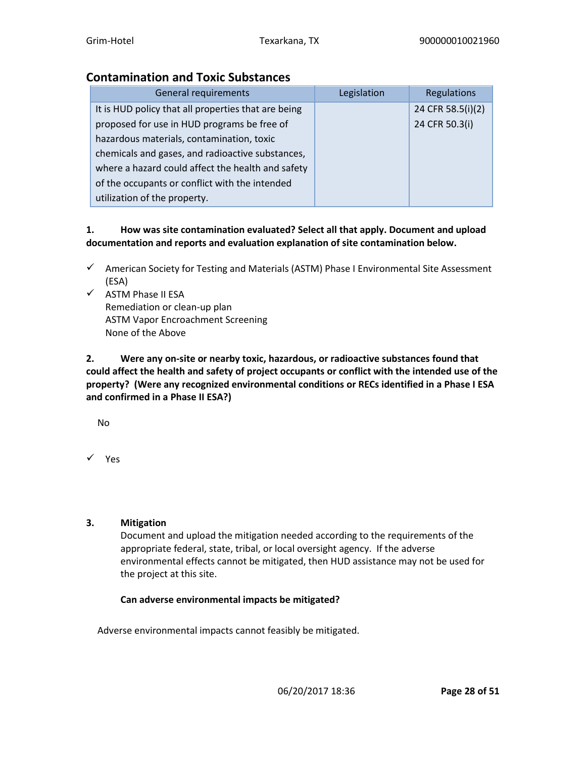## Contamination and Toxic Substances

| General requirements | Legislation | Regulations |
|---|---|---|
| It is HUD policy that all properties that are being proposed for use in HUD programs be free of hazardous materials, contamination, toxic chemicals and gases, and radioactive substances, where a hazard could affect the health and safety of the occupants or conflict with the intended utilization of the property. | | 24 CFR 58.5(i)(2)<br>24 CFR 50.3(i) |

**1. How was site contamination evaluated? Select all that apply. Document and upload documentation and reports and evaluation explanation of site contamination below.**

✓ American Society for Testing and Materials (ASTM) Phase I Environmental Site Assessment (ESA)
✓ ASTM Phase II ESA
Remediation or clean-up plan
ASTM Vapor Encroachment Screening
None of the Above

**2. Were any on-site or nearby toxic, hazardous, or radioactive substances found that could affect the health and safety of project occupants or conflict with the intended use of the property? (Were any recognized environmental conditions or RECs identified in a Phase I ESA and confirmed in a Phase II ESA?)**

No

✓ Yes

**3. Mitigation**

Document and upload the mitigation needed according to the requirements of the appropriate federal, state, tribal, or local oversight agency. If the adverse environmental effects cannot be mitigated, then HUD assistance may not be used for the project at this site.

**Can adverse environmental impacts be mitigated?**

Adverse environmental impacts cannot feasibly be mitigated.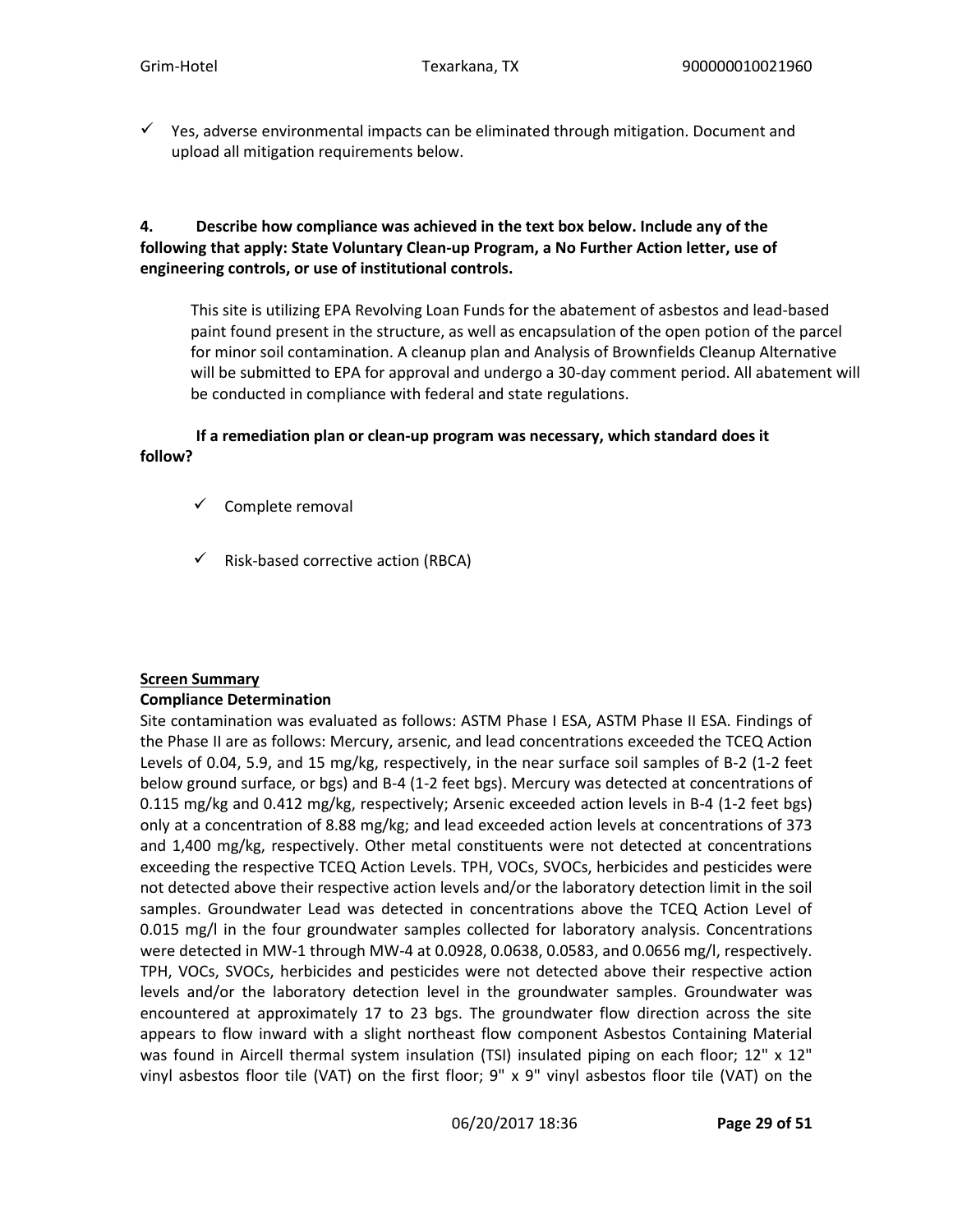✓ Yes, adverse environmental impacts can be eliminated through mitigation. Document and upload all mitigation requirements below.

**4. Describe how compliance was achieved in the text box below. Include any of the following that apply: State Voluntary Clean-up Program, a No Further Action letter, use of engineering controls, or use of institutional controls.**

This site is utilizing EPA Revolving Loan Funds for the abatement of asbestos and lead-based paint found present in the structure, as well as encapsulation of the open potion of the parcel for minor soil contamination. A cleanup plan and Analysis of Brownfields Cleanup Alternative will be submitted to EPA for approval and undergo a 30-day comment period. All abatement will be conducted in compliance with federal and state regulations.

**If a remediation plan or clean-up program was necessary, which standard does it follow?**

- ✓ Complete removal
- ✓ Risk-based corrective action (RBCA)

**Screen Summary**

**Compliance Determination**

Site contamination was evaluated as follows: ASTM Phase I ESA, ASTM Phase II ESA. Findings of the Phase II are as follows: Mercury, arsenic, and lead concentrations exceeded the TCEQ Action Levels of 0.04, 5.9, and 15 mg/kg, respectively, in the near surface soil samples of B-2 (1-2 feet below ground surface, or bgs) and B-4 (1-2 feet bgs). Mercury was detected at concentrations of 0.115 mg/kg and 0.412 mg/kg, respectively; Arsenic exceeded action levels in B-4 (1-2 feet bgs) only at a concentration of 8.88 mg/kg; and lead exceeded action levels at concentrations of 373 and 1,400 mg/kg, respectively. Other metal constituents were not detected at concentrations exceeding the respective TCEQ Action Levels. TPH, VOCs, SVOCs, herbicides and pesticides were not detected above their respective action levels and/or the laboratory detection limit in the soil samples. Groundwater Lead was detected in concentrations above the TCEQ Action Level of 0.015 mg/l in the four groundwater samples collected for laboratory analysis. Concentrations were detected in MW-1 through MW-4 at 0.0928, 0.0638, 0.0583, and 0.0656 mg/l, respectively. TPH, VOCs, SVOCs, herbicides and pesticides were not detected above their respective action levels and/or the laboratory detection level in the groundwater samples. Groundwater was encountered at approximately 17 to 23 bgs. The groundwater flow direction across the site appears to flow inward with a slight northeast flow component Asbestos Containing Material was found in Aircell thermal system insulation (TSI) insulated piping on each floor; 12" x 12" vinyl asbestos floor tile (VAT) on the first floor; 9" x 9" vinyl asbestos floor tile (VAT) on the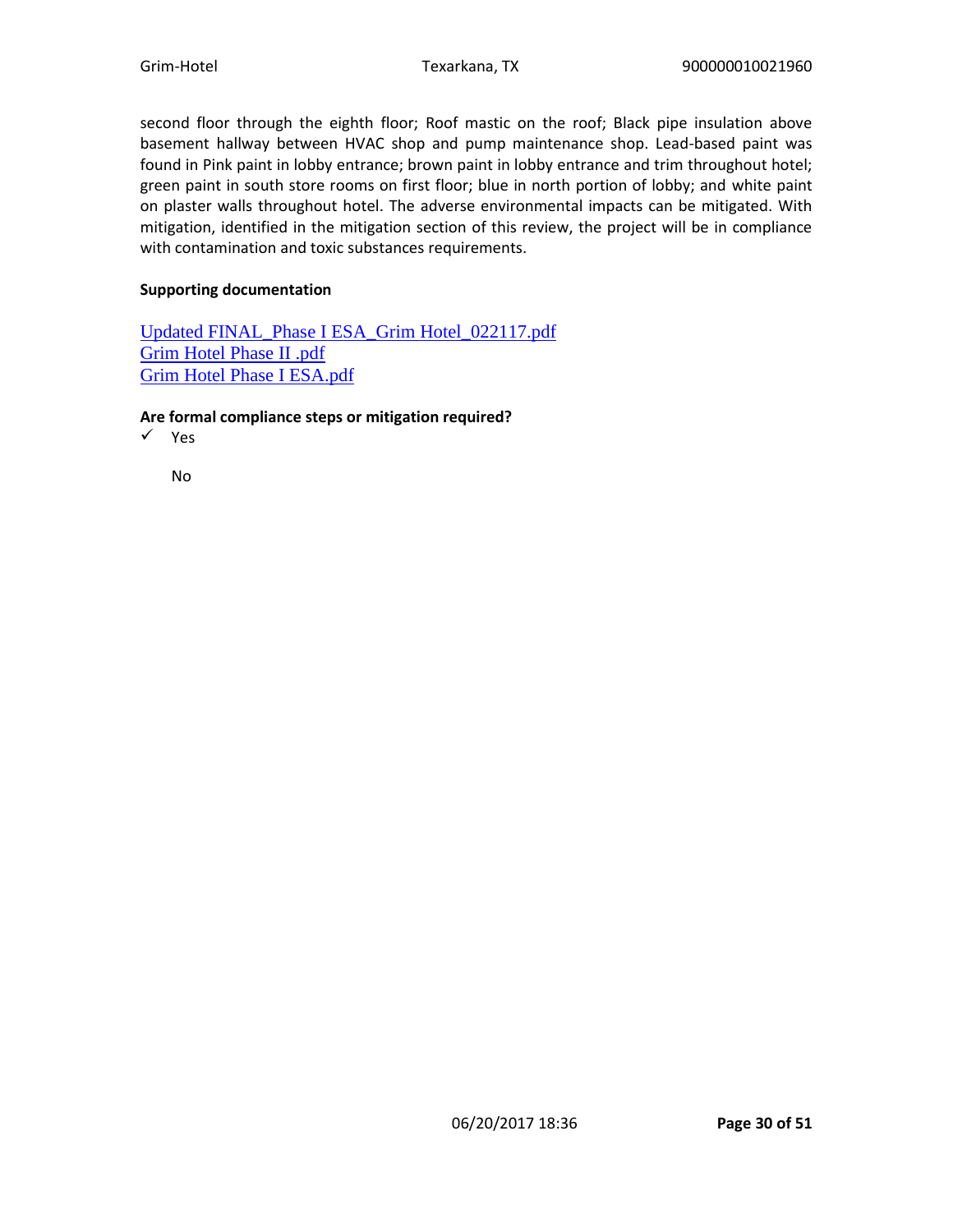second floor through the eighth floor; Roof mastic on the roof; Black pipe insulation above basement hallway between HVAC shop and pump maintenance shop. Lead-based paint was found in Pink paint in lobby entrance; brown paint in lobby entrance and trim throughout hotel; green paint in south store rooms on first floor; blue in north portion of lobby; and white paint on plaster walls throughout hotel. The adverse environmental impacts can be mitigated. With mitigation, identified in the mitigation section of this review, the project will be in compliance with contamination and toxic substances requirements.

**Supporting documentation**

Updated FINAL_Phase I ESA_Grim Hotel_022117.pdf
Grim Hotel Phase II .pdf
Grim Hotel Phase I ESA.pdf

**Are formal compliance steps or mitigation required?**

✓ Yes

No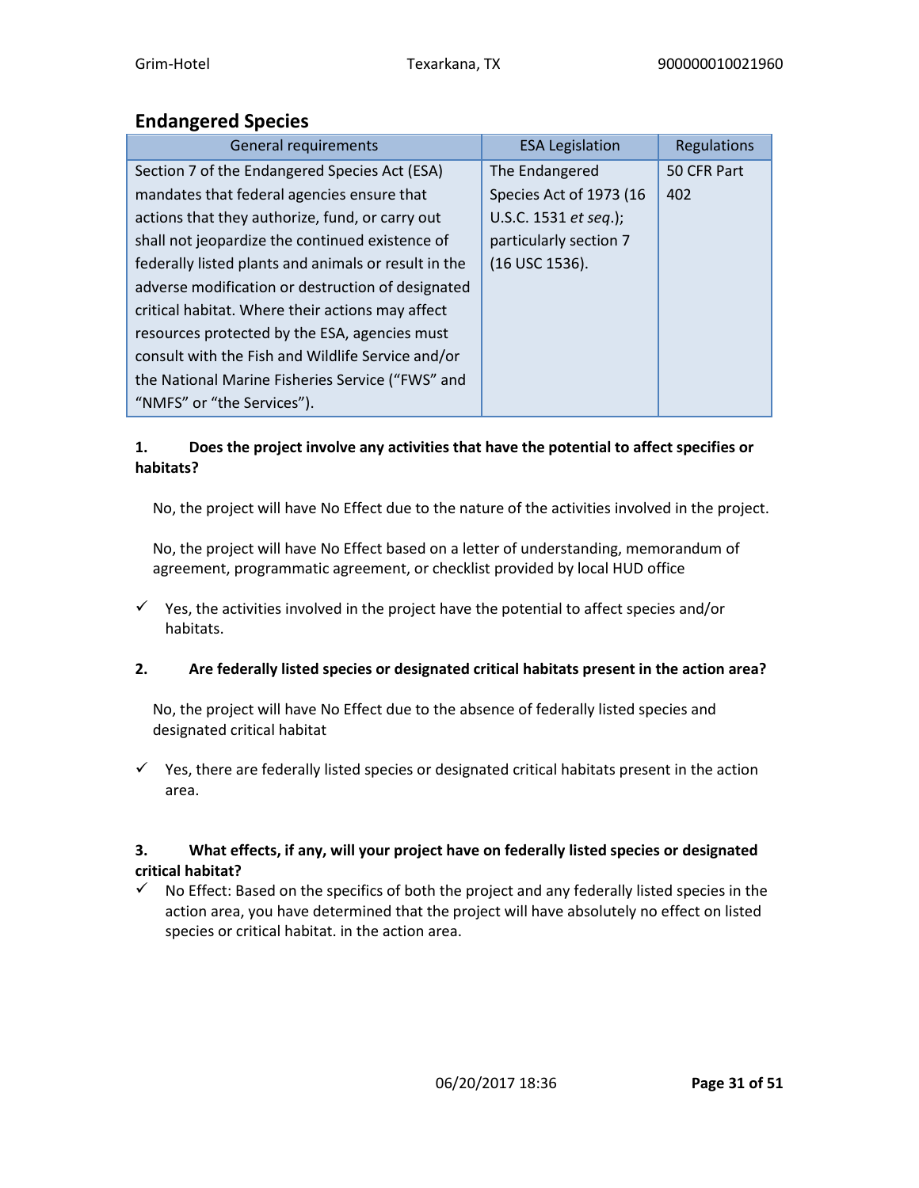## Endangered Species

| General requirements | ESA Legislation | Regulations |
|---|---|---|
| Section 7 of the Endangered Species Act (ESA) mandates that federal agencies ensure that actions that they authorize, fund, or carry out shall not jeopardize the continued existence of federally listed plants and animals or result in the adverse modification or destruction of designated critical habitat. Where their actions may affect resources protected by the ESA, agencies must consult with the Fish and Wildlife Service and/or the National Marine Fisheries Service ("FWS" and "NMFS" or "the Services"). | The Endangered Species Act of 1973 (16 U.S.C. 1531 *et seq.*); particularly section 7 (16 USC 1536). | 50 CFR Part 402 |

**1. Does the project involve any activities that have the potential to affect specifies or habitats?**

No, the project will have No Effect due to the nature of the activities involved in the project.

No, the project will have No Effect based on a letter of understanding, memorandum of agreement, programmatic agreement, or checklist provided by local HUD office

✓ Yes, the activities involved in the project have the potential to affect species and/or habitats.

**2. Are federally listed species or designated critical habitats present in the action area?**

No, the project will have No Effect due to the absence of federally listed species and designated critical habitat

✓ Yes, there are federally listed species or designated critical habitats present in the action area.

**3. What effects, if any, will your project have on federally listed species or designated critical habitat?**

✓ No Effect: Based on the specifics of both the project and any federally listed species in the action area, you have determined that the project will have absolutely no effect on listed species or critical habitat. in the action area.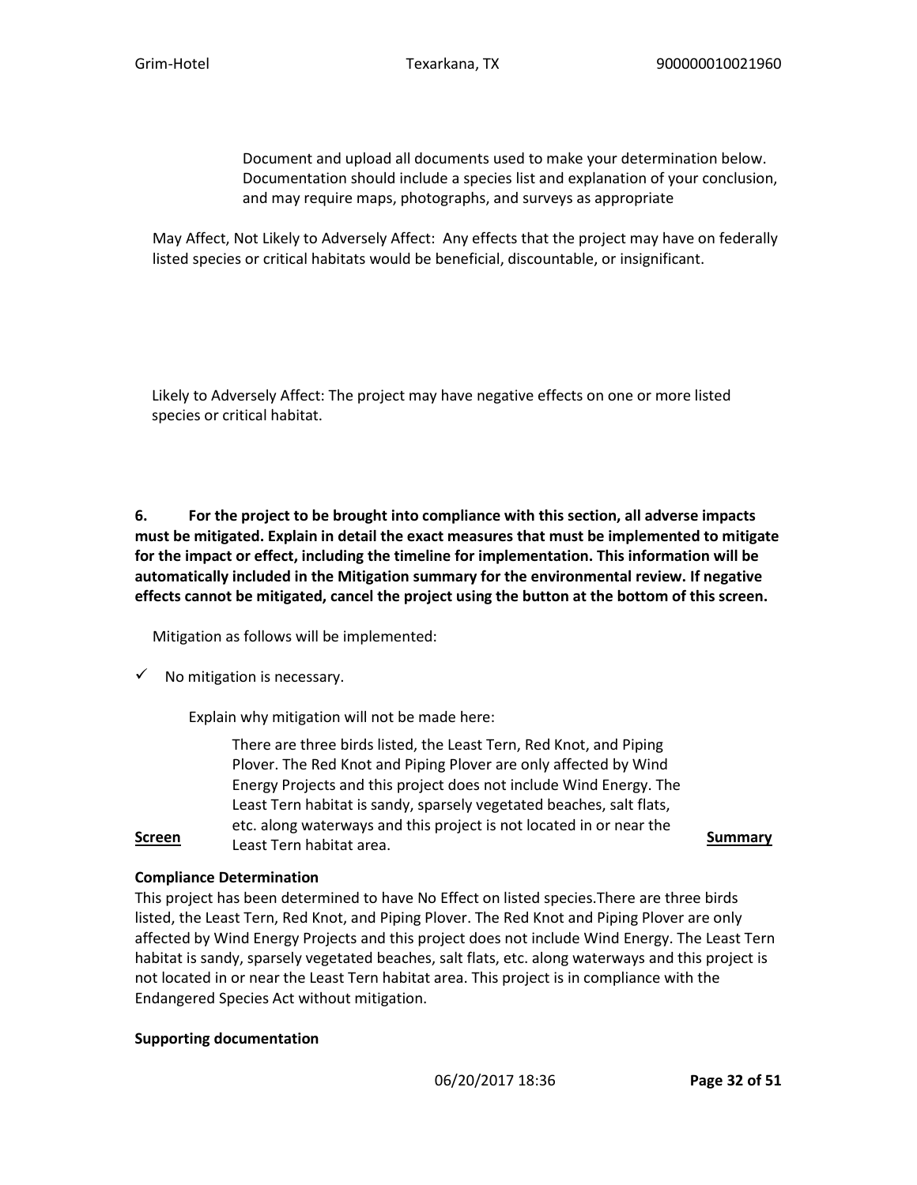Document and upload all documents used to make your determination below. Documentation should include a species list and explanation of your conclusion, and may require maps, photographs, and surveys as appropriate

May Affect, Not Likely to Adversely Affect: Any effects that the project may have on federally listed species or critical habitats would be beneficial, discountable, or insignificant.

Likely to Adversely Affect: The project may have negative effects on one or more listed species or critical habitat.

**6. For the project to be brought into compliance with this section, all adverse impacts must be mitigated. Explain in detail the exact measures that must be implemented to mitigate for the impact or effect, including the timeline for implementation. This information will be automatically included in the Mitigation summary for the environmental review. If negative effects cannot be mitigated, cancel the project using the button at the bottom of this screen.**

Mitigation as follows will be implemented:

✓ No mitigation is necessary.

Explain why mitigation will not be made here:

There are three birds listed, the Least Tern, Red Knot, and Piping Plover. The Red Knot and Piping Plover are only affected by Wind Energy Projects and this project does not include Wind Energy. The Least Tern habitat is sandy, sparsely vegetated beaches, salt flats, etc. along waterways and this project is not located in or near the Least Tern habitat area.

**Screen Summary**

**Compliance Determination**

This project has been determined to have No Effect on listed species.There are three birds listed, the Least Tern, Red Knot, and Piping Plover. The Red Knot and Piping Plover are only affected by Wind Energy Projects and this project does not include Wind Energy. The Least Tern habitat is sandy, sparsely vegetated beaches, salt flats, etc. along waterways and this project is not located in or near the Least Tern habitat area. This project is in compliance with the Endangered Species Act without mitigation.

**Supporting documentation**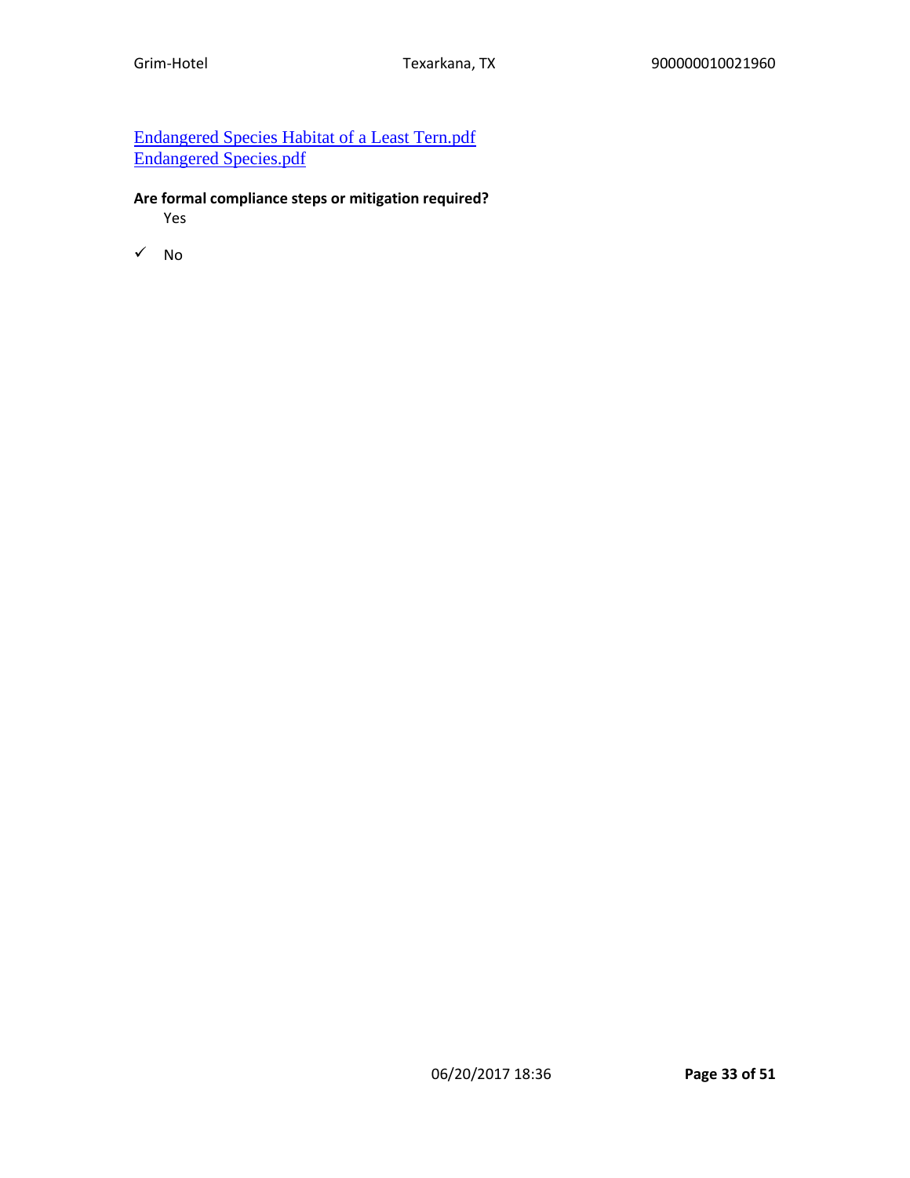[Endangered Species Habitat of a Least Tern.pdf]
[Endangered Species.pdf]

**Are formal compliance steps or mitigation required?**

Yes

✓ No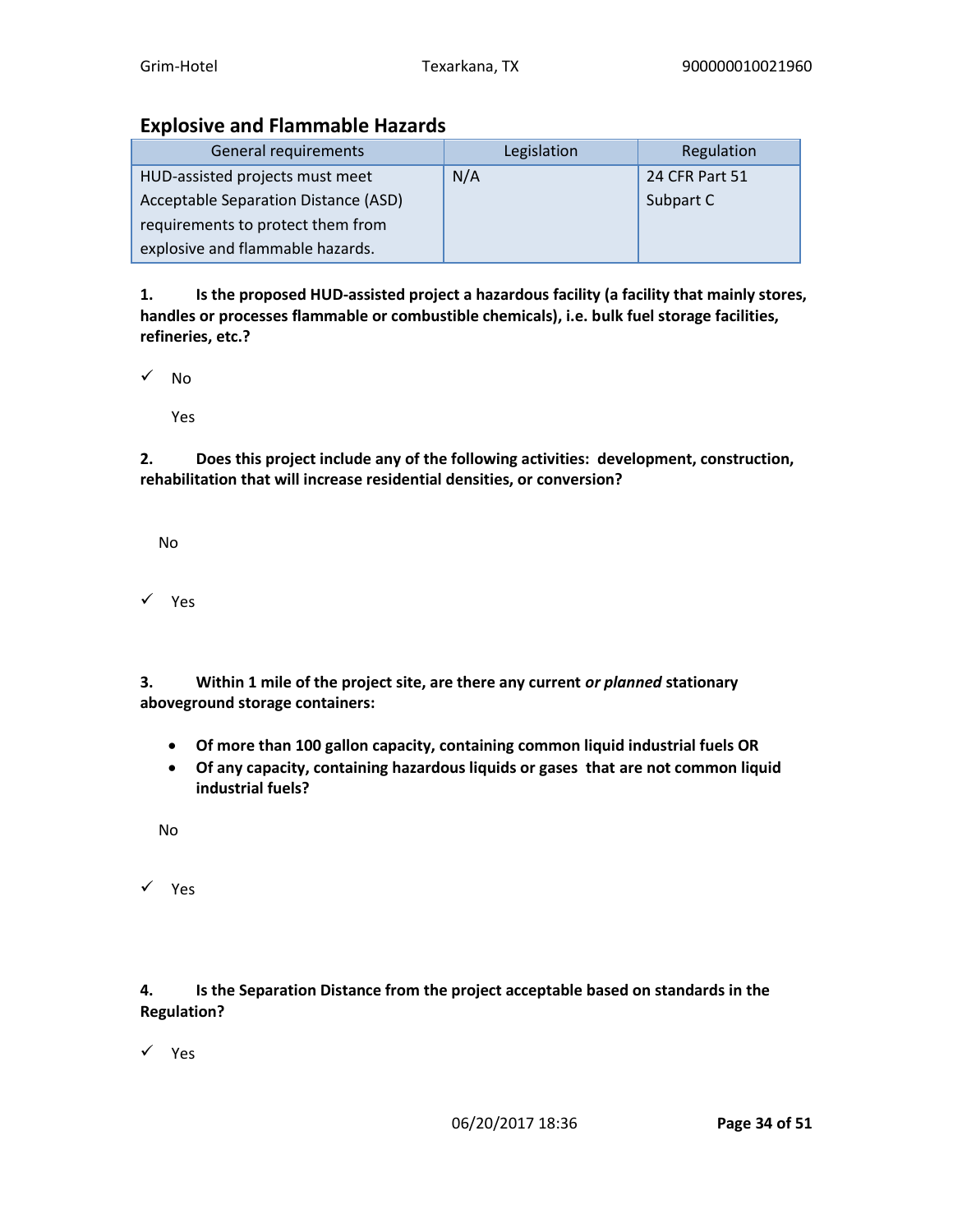## Explosive and Flammable Hazards

| General requirements | Legislation | Regulation |
|---|---|---|
| HUD-assisted projects must meet Acceptable Separation Distance (ASD) requirements to protect them from explosive and flammable hazards. | N/A | 24 CFR Part 51 Subpart C |

**1. Is the proposed HUD-assisted project a hazardous facility (a facility that mainly stores, handles or processes flammable or combustible chemicals), i.e. bulk fuel storage facilities, refineries, etc.?**

✓ No

Yes

**2. Does this project include any of the following activities: development, construction, rehabilitation that will increase residential densities, or conversion?**

No

✓ Yes

**3. Within 1 mile of the project site, are there any current *or planned* stationary aboveground storage containers:**

- **Of more than 100 gallon capacity, containing common liquid industrial fuels OR**
- **Of any capacity, containing hazardous liquids or gases that are not common liquid industrial fuels?**

No

✓ Yes

**4. Is the Separation Distance from the project acceptable based on standards in the Regulation?**

✓ Yes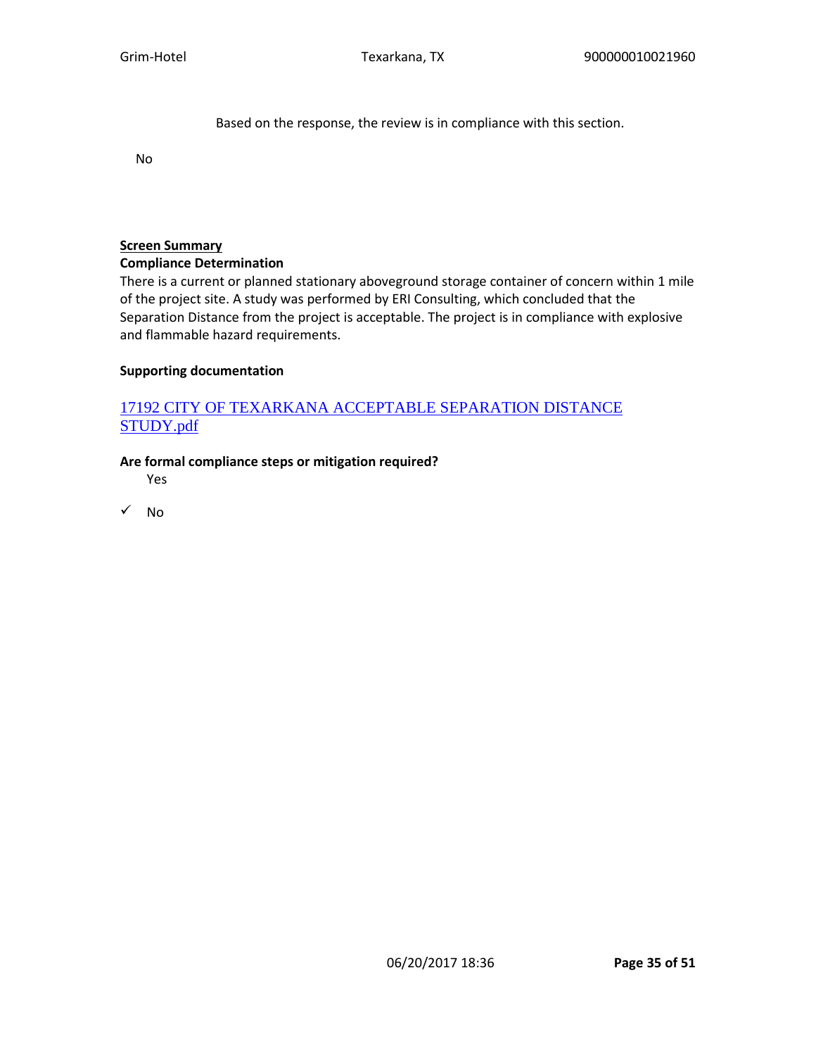Based on the response, the review is in compliance with this section.

No

**Screen Summary**

**Compliance Determination**

There is a current or planned stationary aboveground storage container of concern within 1 mile of the project site. A study was performed by ERI Consulting, which concluded that the Separation Distance from the project is acceptable. The project is in compliance with explosive and flammable hazard requirements.

**Supporting documentation**

17192 CITY OF TEXARKANA ACCEPTABLE SEPARATION DISTANCE STUDY.pdf

**Are formal compliance steps or mitigation required?**

Yes

✓ No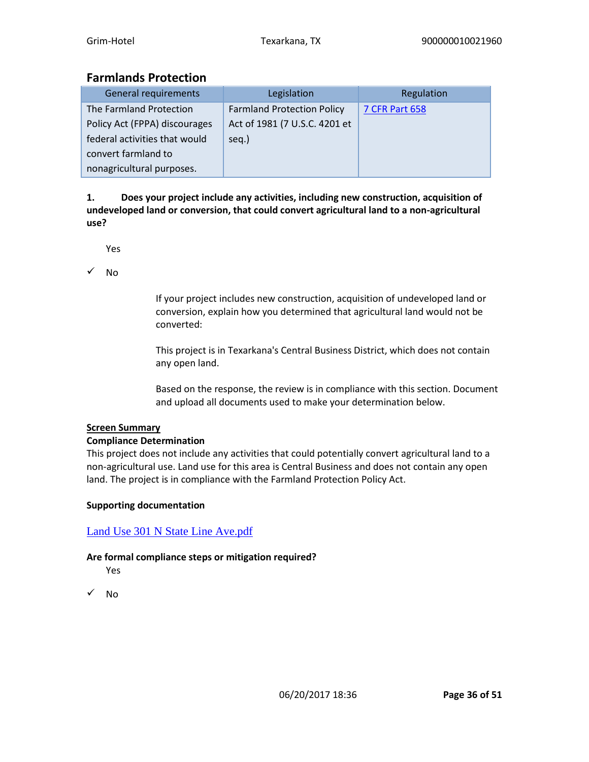## Farmlands Protection

| General requirements | Legislation | Regulation |
|---|---|---|
| The Farmland Protection Policy Act (FPPA) discourages federal activities that would convert farmland to nonagricultural purposes. | Farmland Protection Policy Act of 1981 (7 U.S.C. 4201 et seq.) | 7 CFR Part 658 |

**1. Does your project include any activities, including new construction, acquisition of undeveloped land or conversion, that could convert agricultural land to a non-agricultural use?**

Yes

✓ No

If your project includes new construction, acquisition of undeveloped land or conversion, explain how you determined that agricultural land would not be converted:

This project is in Texarkana's Central Business District, which does not contain any open land.

Based on the response, the review is in compliance with this section. Document and upload all documents used to make your determination below.

**Screen Summary**

**Compliance Determination**

This project does not include any activities that could potentially convert agricultural land to a non-agricultural use. Land use for this area is Central Business and does not contain any open land. The project is in compliance with the Farmland Protection Policy Act.

**Supporting documentation**

Land Use 301 N State Line Ave.pdf

**Are formal compliance steps or mitigation required?**

Yes

✓ No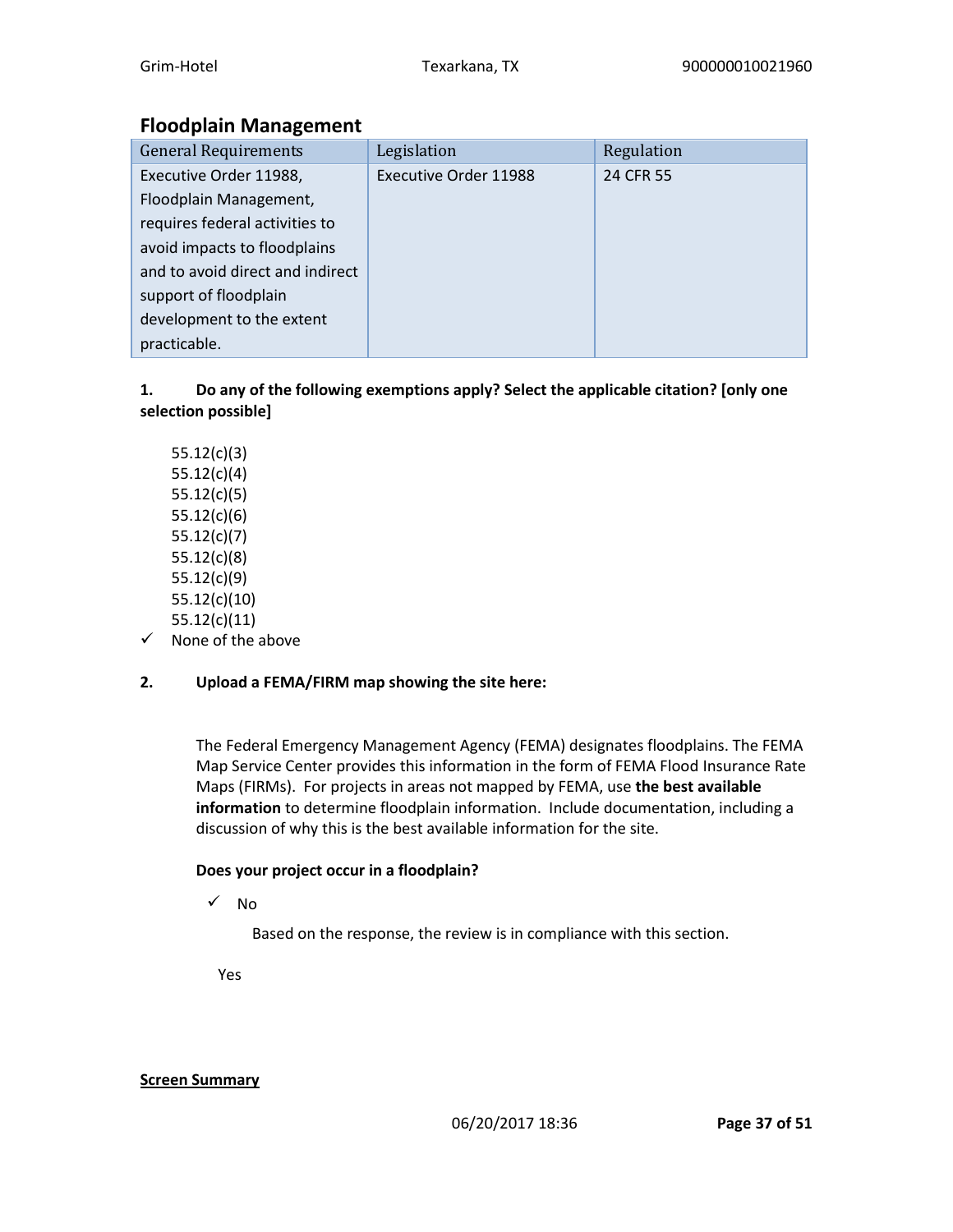## Floodplain Management

| General Requirements | Legislation | Regulation |
|---|---|---|
| Executive Order 11988, Floodplain Management, requires federal activities to avoid impacts to floodplains and to avoid direct and indirect support of floodplain development to the extent practicable. | Executive Order 11988 | 24 CFR 55 |

**1. Do any of the following exemptions apply? Select the applicable citation? [only one selection possible]**

55.12(c)(3)
55.12(c)(4)
55.12(c)(5)
55.12(c)(6)
55.12(c)(7)
55.12(c)(8)
55.12(c)(9)
55.12(c)(10)
55.12(c)(11)
✓ None of the above

**2. Upload a FEMA/FIRM map showing the site here:**

The Federal Emergency Management Agency (FEMA) designates floodplains. The FEMA Map Service Center provides this information in the form of FEMA Flood Insurance Rate Maps (FIRMs). For projects in areas not mapped by FEMA, use **the best available information** to determine floodplain information. Include documentation, including a discussion of why this is the best available information for the site.

**Does your project occur in a floodplain?**

✓ No

Based on the response, the review is in compliance with this section.

Yes

**Screen Summary**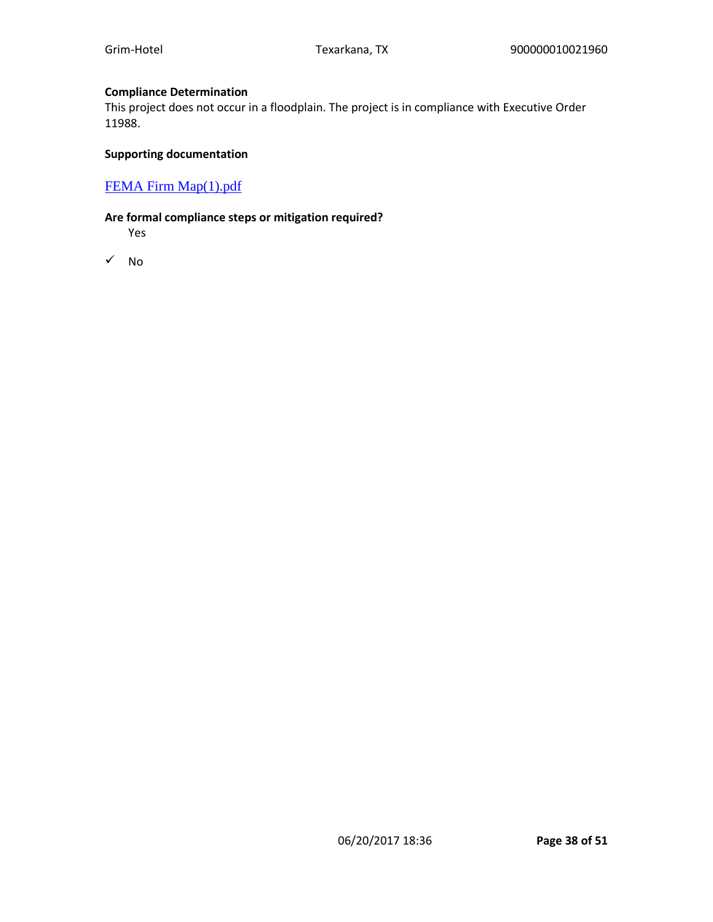**Compliance Determination**

This project does not occur in a floodplain. The project is in compliance with Executive Order 11988.

**Supporting documentation**

FEMA Firm Map(1).pdf

**Are formal compliance steps or mitigation required?**

Yes

✓ No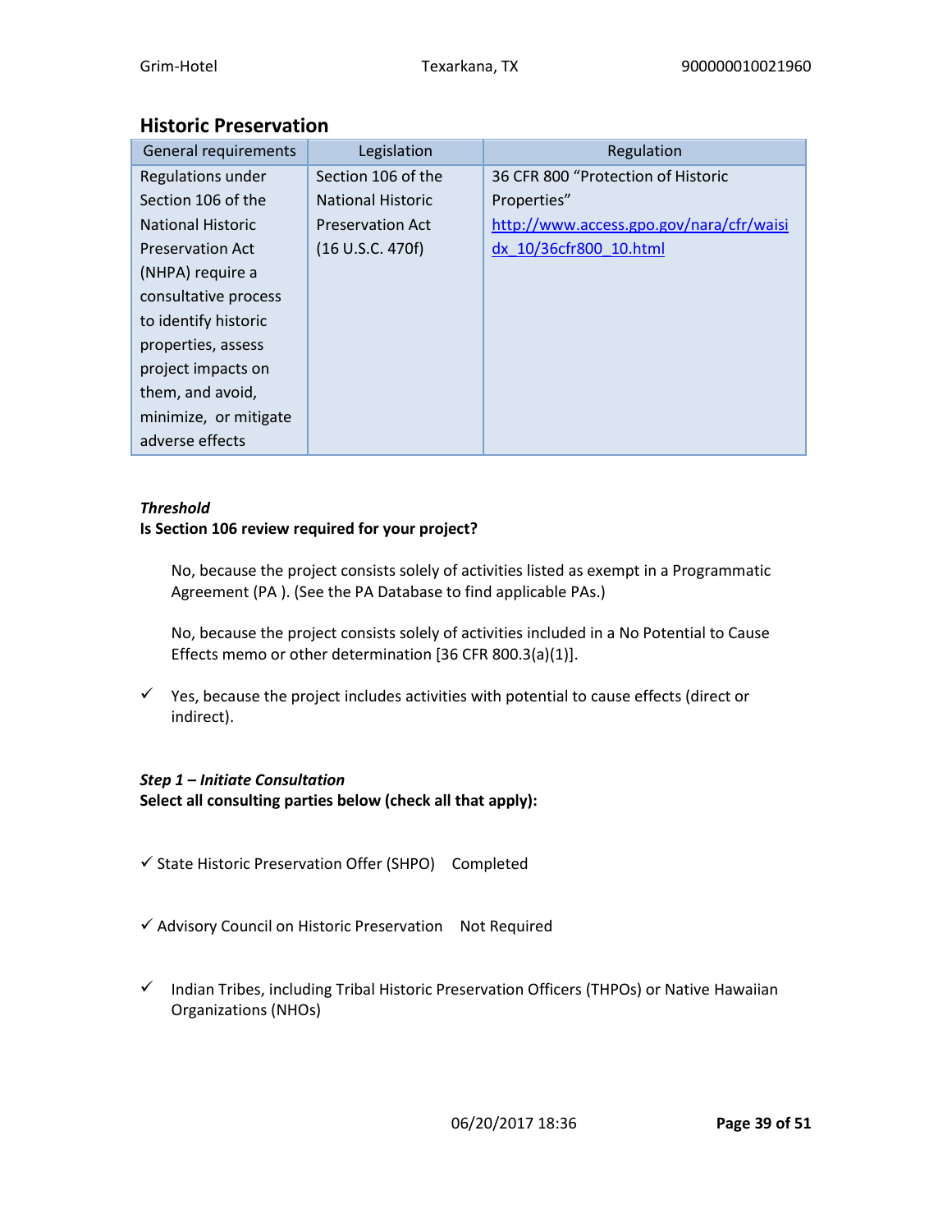## Historic Preservation

| General requirements | Legislation | Regulation |
|---|---|---|
| Regulations under Section 106 of the National Historic Preservation Act (NHPA) require a consultative process to identify historic properties, assess project impacts on them, and avoid, minimize, or mitigate adverse effects | Section 106 of the National Historic Preservation Act (16 U.S.C. 470f) | 36 CFR 800 "Protection of Historic Properties" [http://www.access.gpo.gov/nara/cfr/waisidx_10/36cfr800_10.html](http://www.access.gpo.gov/nara/cfr/waisidx_10/36cfr800_10.html) |

***Threshold***

**Is Section 106 review required for your project?**

No, because the project consists solely of activities listed as exempt in a Programmatic Agreement (PA ). (See the PA Database to find applicable PAs.)

No, because the project consists solely of activities included in a No Potential to Cause Effects memo or other determination [36 CFR 800.3(a)(1)].

✓ Yes, because the project includes activities with potential to cause effects (direct or indirect).

***Step 1 – Initiate Consultation***

**Select all consulting parties below (check all that apply):**

✓ State Historic Preservation Offer (SHPO) Completed

✓ Advisory Council on Historic Preservation Not Required

✓ Indian Tribes, including Tribal Historic Preservation Officers (THPOs) or Native Hawaiian Organizations (NHOs)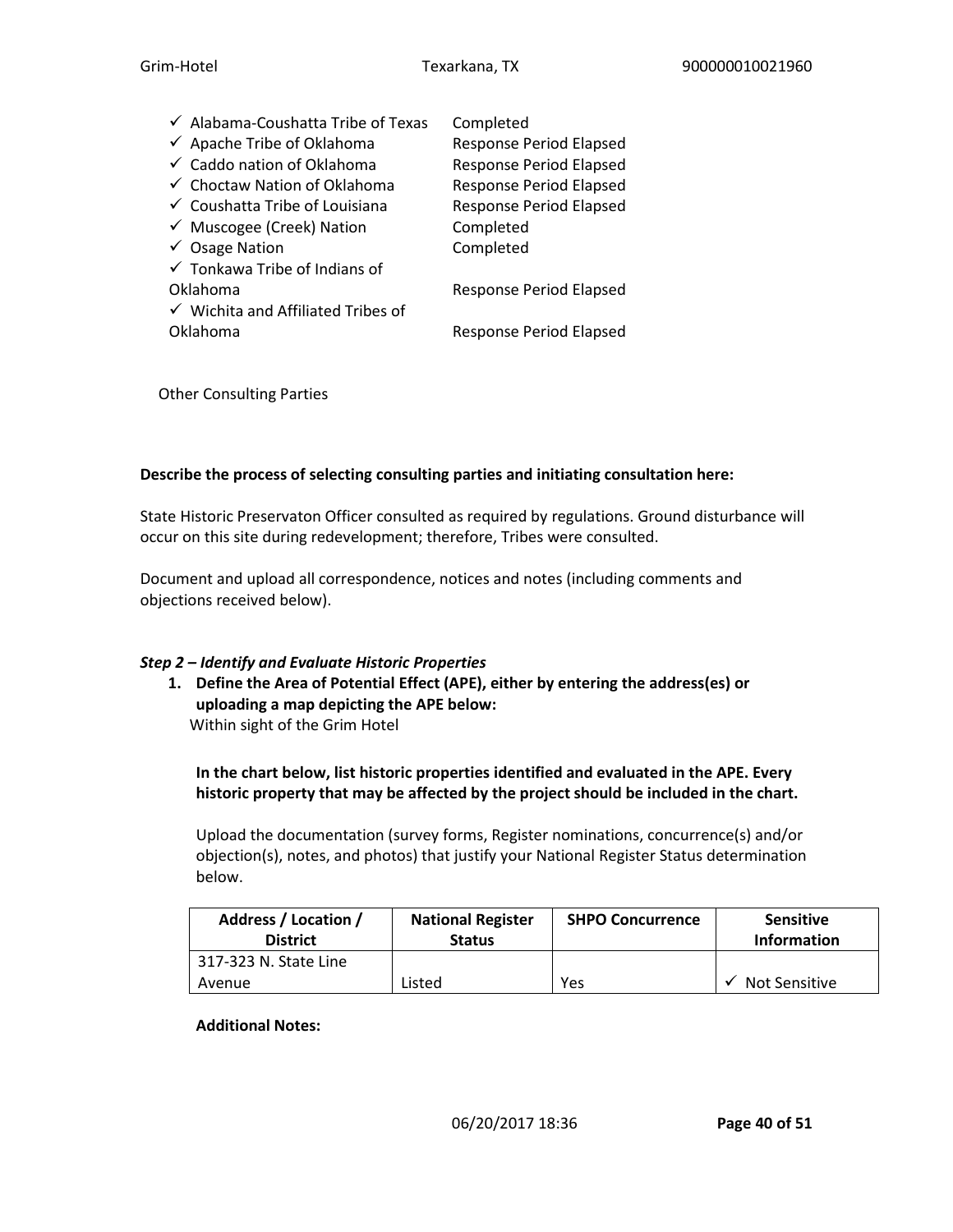| | |
|---|---|
| ✓ Alabama-Coushatta Tribe of Texas | Completed |
| ✓ Apache Tribe of Oklahoma | Response Period Elapsed |
| ✓ Caddo nation of Oklahoma | Response Period Elapsed |
| ✓ Choctaw Nation of Oklahoma | Response Period Elapsed |
| ✓ Coushatta Tribe of Louisiana | Response Period Elapsed |
| ✓ Muscogee (Creek) Nation | Completed |
| ✓ Osage Nation | Completed |
| ✓ Tonkawa Tribe of Indians of Oklahoma | Response Period Elapsed |
| ✓ Wichita and Affiliated Tribes of Oklahoma | Response Period Elapsed |

Other Consulting Parties

**Describe the process of selecting consulting parties and initiating consultation here:**

State Historic Preservaton Officer consulted as required by regulations. Ground disturbance will occur on this site during redevelopment; therefore, Tribes were consulted.

Document and upload all correspondence, notices and notes (including comments and objections received below).

***Step 2 – Identify and Evaluate Historic Properties***

1. **Define the Area of Potential Effect (APE), either by entering the address(es) or uploading a map depicting the APE below:**
   Within sight of the Grim Hotel

   **In the chart below, list historic properties identified and evaluated in the APE. Every historic property that may be affected by the project should be included in the chart.**

   Upload the documentation (survey forms, Register nominations, concurrence(s) and/or objection(s), notes, and photos) that justify your National Register Status determination below.

| Address / Location / District | National Register Status | SHPO Concurrence | Sensitive Information |
|---|---|---|---|
| 317-323 N. State Line Avenue | Listed | Yes | ✓ Not Sensitive |

**Additional Notes:**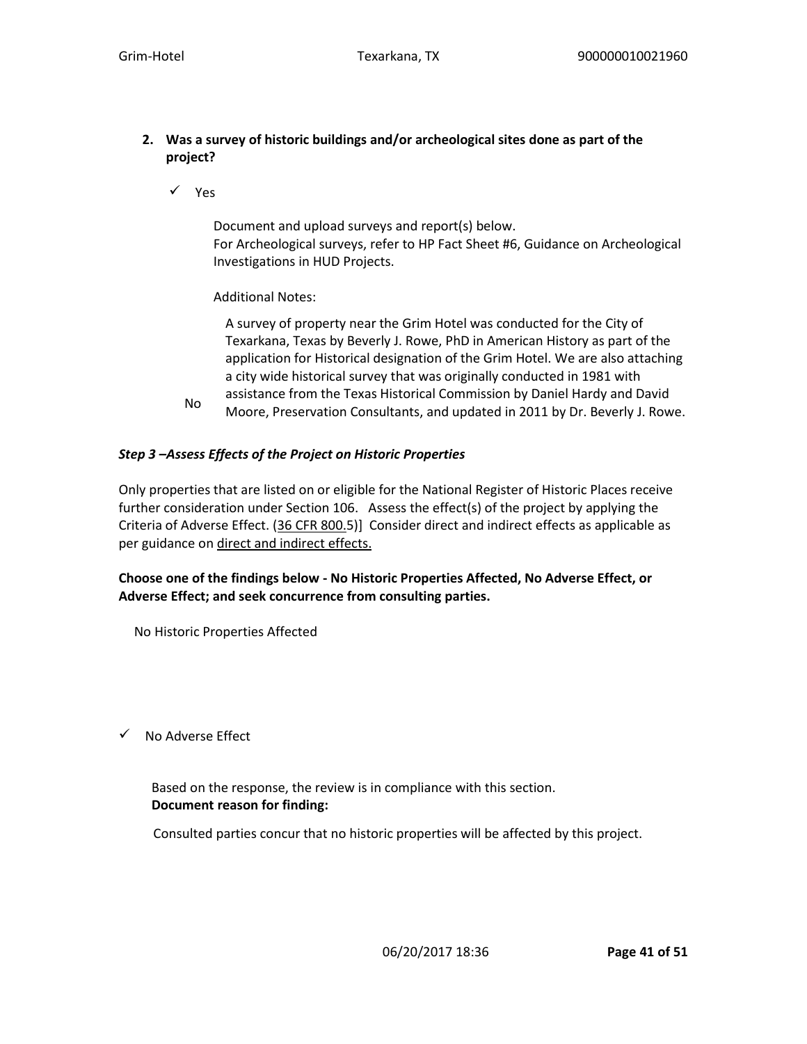2. **Was a survey of historic buildings and/or archeological sites done as part of the project?**

   ✓ Yes

   Document and upload surveys and report(s) below.
   For Archeological surveys, refer to HP Fact Sheet #6, Guidance on Archeological Investigations in HUD Projects.

   Additional Notes:

   A survey of property near the Grim Hotel was conducted for the City of Texarkana, Texas by Beverly J. Rowe, PhD in American History as part of the application for Historical designation of the Grim Hotel. We are also attaching a city wide historical survey that was originally conducted in 1981 with assistance from the Texas Historical Commission by Daniel Hardy and David Moore, Preservation Consultants, and updated in 2011 by Dr. Beverly J. Rowe.

   No

***Step 3 –Assess Effects of the Project on Historic Properties***

Only properties that are listed on or eligible for the National Register of Historic Places receive further consideration under Section 106. Assess the effect(s) of the project by applying the Criteria of Adverse Effect. (36 CFR 800.5)] Consider direct and indirect effects as applicable as per guidance on direct and indirect effects.

**Choose one of the findings below - No Historic Properties Affected, No Adverse Effect, or Adverse Effect; and seek concurrence from consulting parties.**

No Historic Properties Affected

✓ No Adverse Effect

Based on the response, the review is in compliance with this section.
**Document reason for finding:**

Consulted parties concur that no historic properties will be affected by this project.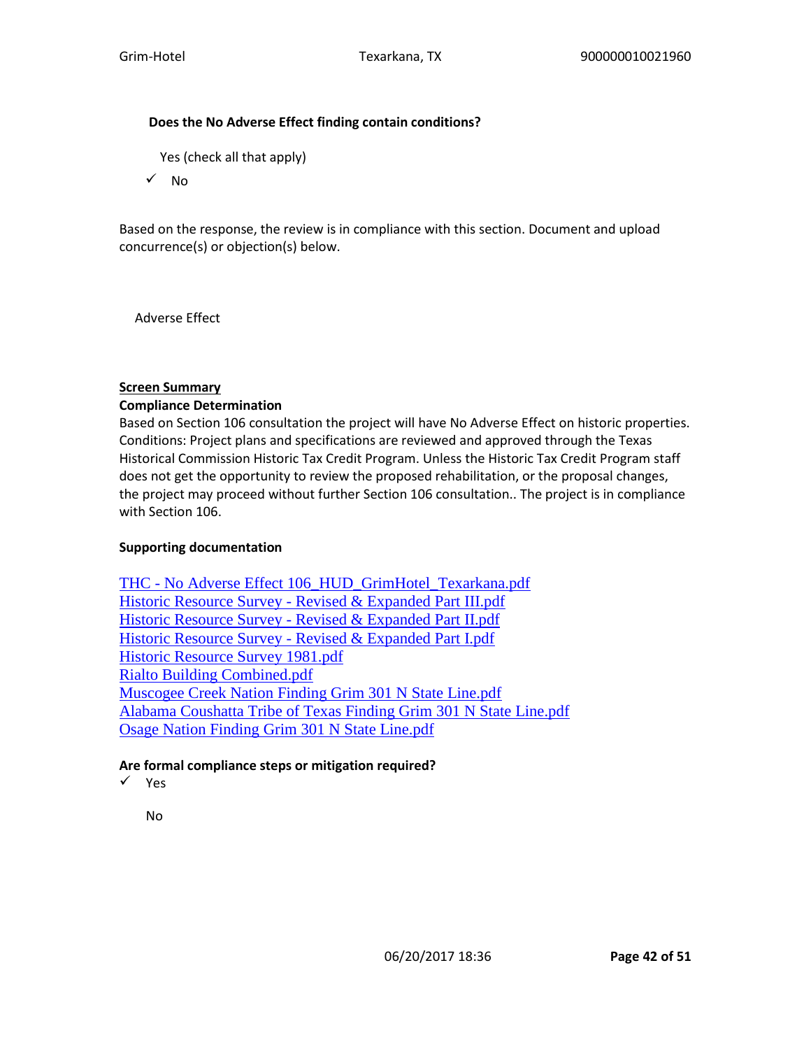**Does the No Adverse Effect finding contain conditions?**

Yes (check all that apply)

✓ No

Based on the response, the review is in compliance with this section. Document and upload concurrence(s) or objection(s) below.

Adverse Effect

**Screen Summary**

**Compliance Determination**

Based on Section 106 consultation the project will have No Adverse Effect on historic properties. Conditions: Project plans and specifications are reviewed and approved through the Texas Historical Commission Historic Tax Credit Program. Unless the Historic Tax Credit Program staff does not get the opportunity to review the proposed rehabilitation, or the proposal changes, the project may proceed without further Section 106 consultation.. The project is in compliance with Section 106.

**Supporting documentation**

THC - No Adverse Effect 106_HUD_GrimHotel_Texarkana.pdf
Historic Resource Survey - Revised & Expanded Part III.pdf
Historic Resource Survey - Revised & Expanded Part II.pdf
Historic Resource Survey - Revised & Expanded Part I.pdf
Historic Resource Survey 1981.pdf
Rialto Building Combined.pdf
Muscogee Creek Nation Finding Grim 301 N State Line.pdf
Alabama Coushatta Tribe of Texas Finding Grim 301 N State Line.pdf
Osage Nation Finding Grim 301 N State Line.pdf

**Are formal compliance steps or mitigation required?**

✓ Yes

No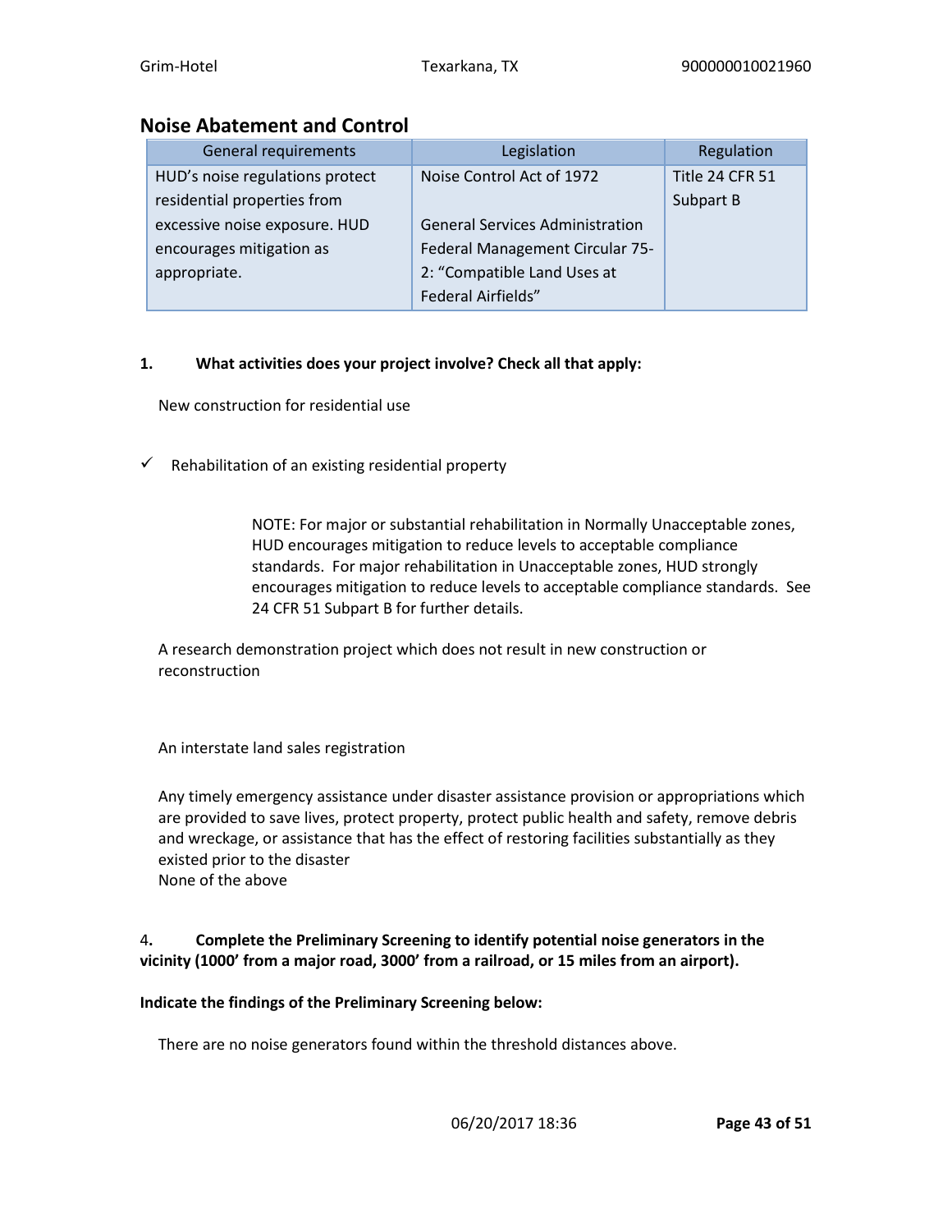## Noise Abatement and Control

| General requirements | Legislation | Regulation |
|---|---|---|
| HUD's noise regulations protect residential properties from excessive noise exposure. HUD encourages mitigation as appropriate. | Noise Control Act of 1972<br><br>General Services Administration Federal Management Circular 75-2: "Compatible Land Uses at Federal Airfields" | Title 24 CFR 51 Subpart B |

**1. What activities does your project involve? Check all that apply:**

New construction for residential use

✓ Rehabilitation of an existing residential property

> NOTE: For major or substantial rehabilitation in Normally Unacceptable zones, HUD encourages mitigation to reduce levels to acceptable compliance standards. For major rehabilitation in Unacceptable zones, HUD strongly encourages mitigation to reduce levels to acceptable compliance standards. See 24 CFR 51 Subpart B for further details.

A research demonstration project which does not result in new construction or reconstruction

An interstate land sales registration

Any timely emergency assistance under disaster assistance provision or appropriations which are provided to save lives, protect property, protect public health and safety, remove debris and wreckage, or assistance that has the effect of restoring facilities substantially as they existed prior to the disaster

None of the above

**4. Complete the Preliminary Screening to identify potential noise generators in the vicinity (1000' from a major road, 3000' from a railroad, or 15 miles from an airport).**

**Indicate the findings of the Preliminary Screening below:**

There are no noise generators found within the threshold distances above.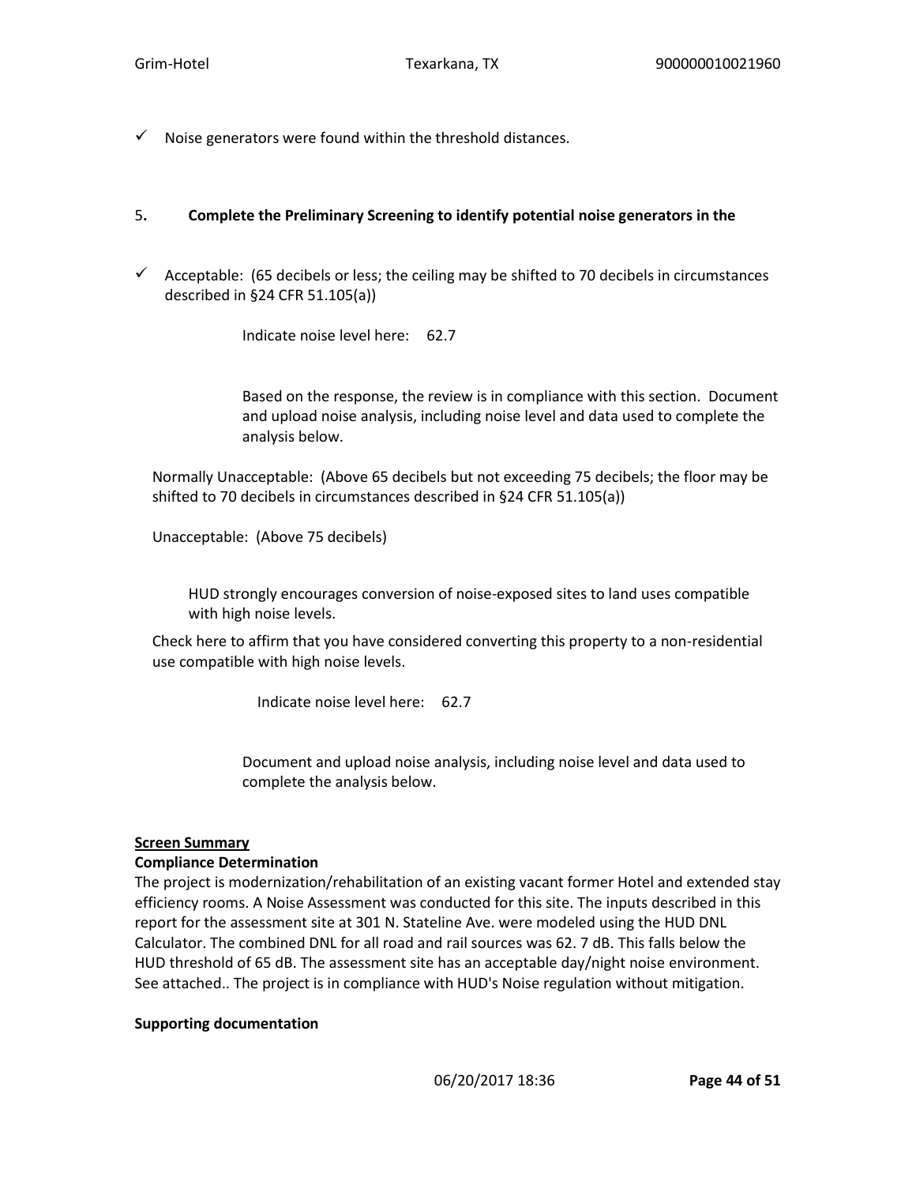✓ Noise generators were found within the threshold distances.

5. **Complete the Preliminary Screening to identify potential noise generators in the**

✓ Acceptable: (65 decibels or less; the ceiling may be shifted to 70 decibels in circumstances described in §24 CFR 51.105(a))

Indicate noise level here: 62.7

Based on the response, the review is in compliance with this section. Document and upload noise analysis, including noise level and data used to complete the analysis below.

Normally Unacceptable: (Above 65 decibels but not exceeding 75 decibels; the floor may be shifted to 70 decibels in circumstances described in §24 CFR 51.105(a))

Unacceptable: (Above 75 decibels)

HUD strongly encourages conversion of noise-exposed sites to land uses compatible with high noise levels.

Check here to affirm that you have considered converting this property to a non-residential use compatible with high noise levels.

Indicate noise level here: 62.7

Document and upload noise analysis, including noise level and data used to complete the analysis below.

**Screen Summary**

**Compliance Determination**

The project is modernization/rehabilitation of an existing vacant former Hotel and extended stay efficiency rooms. A Noise Assessment was conducted for this site. The inputs described in this report for the assessment site at 301 N. Stateline Ave. were modeled using the HUD DNL Calculator. The combined DNL for all road and rail sources was 62. 7 dB. This falls below the HUD threshold of 65 dB. The assessment site has an acceptable day/night noise environment. See attached.. The project is in compliance with HUD's Noise regulation without mitigation.

**Supporting documentation**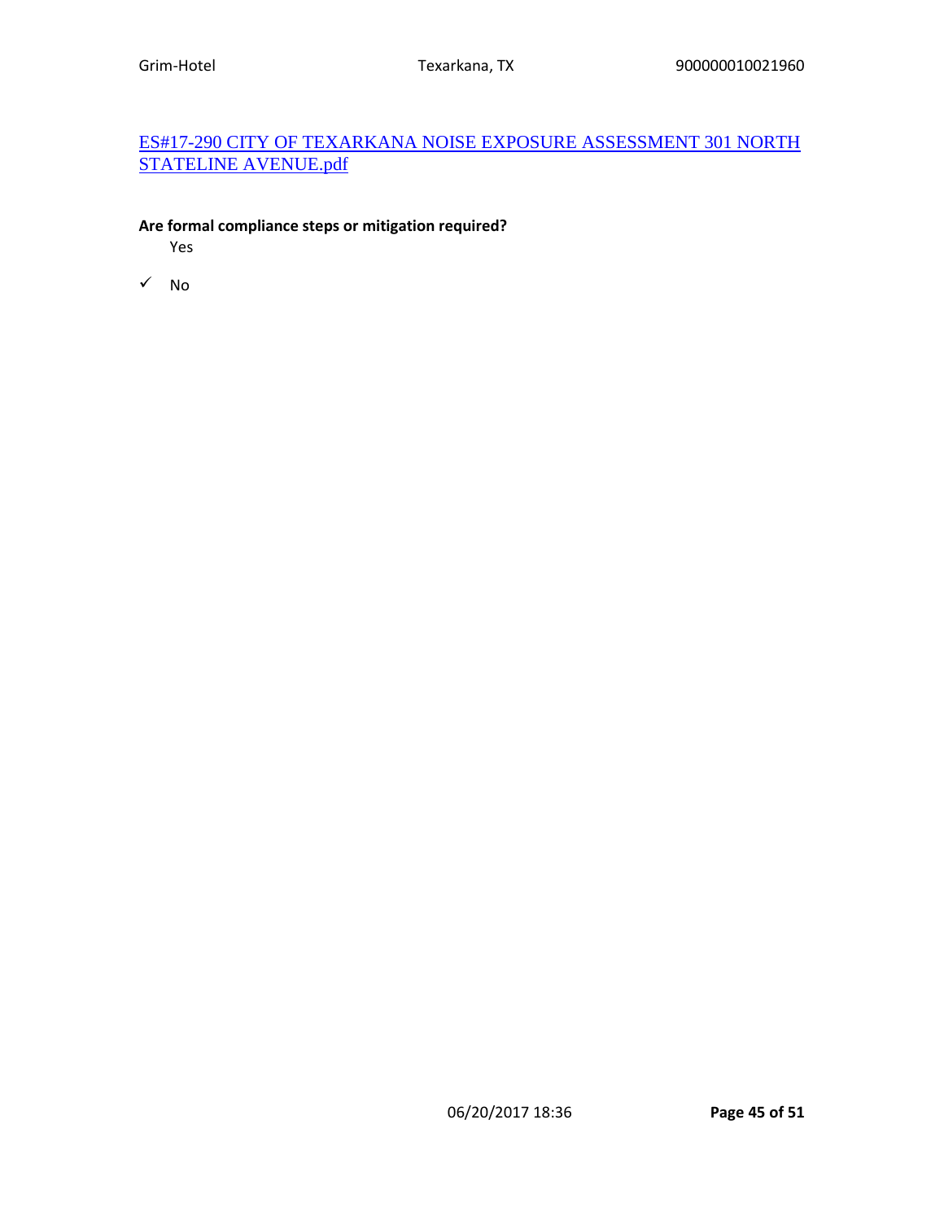ES#17-290 CITY OF TEXARKANA NOISE EXPOSURE ASSESSMENT 301 NORTH STATELINE AVENUE.pdf

**Are formal compliance steps or mitigation required?**

Yes

✓ No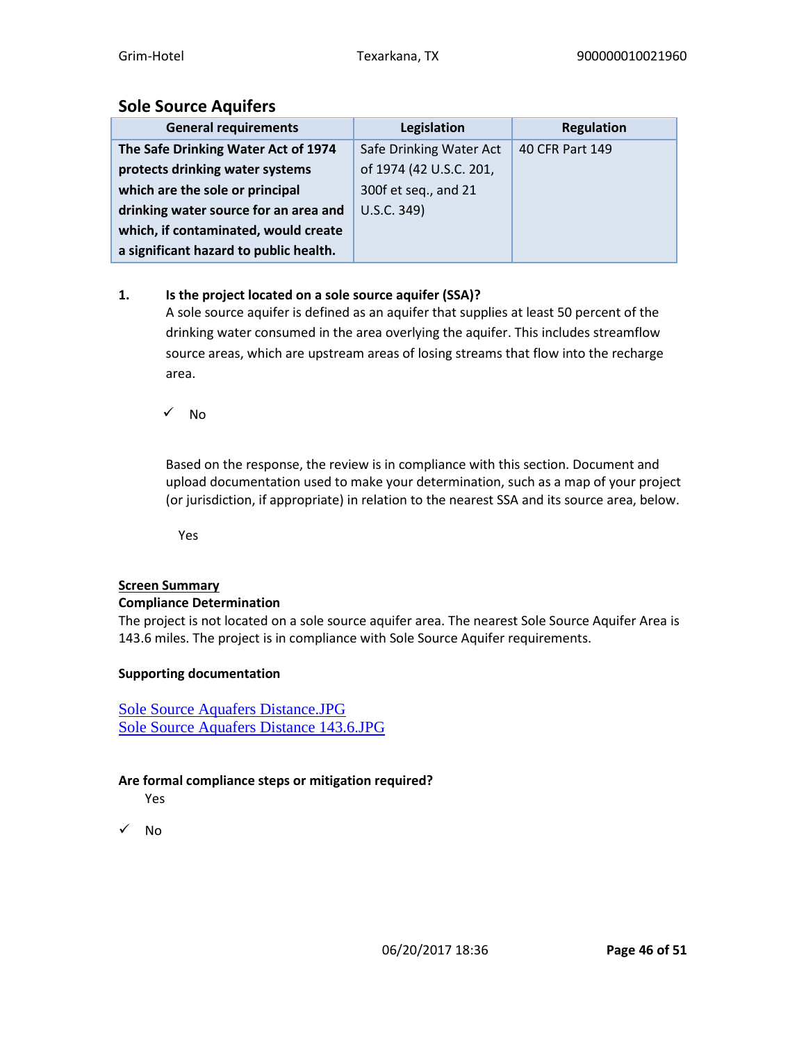## Sole Source Aquifers

| General requirements | Legislation | Regulation |
|---|---|---|
| **The Safe Drinking Water Act of 1974 protects drinking water systems which are the sole or principal drinking water source for an area and which, if contaminated, would create a significant hazard to public health.** | Safe Drinking Water Act of 1974 (42 U.S.C. 201, 300f et seq., and 21 U.S.C. 349) | 40 CFR Part 149 |

**1. Is the project located on a sole source aquifer (SSA)?**

A sole source aquifer is defined as an aquifer that supplies at least 50 percent of the drinking water consumed in the area overlying the aquifer. This includes streamflow source areas, which are upstream areas of losing streams that flow into the recharge area.

✓ No

Based on the response, the review is in compliance with this section. Document and upload documentation used to make your determination, such as a map of your project (or jurisdiction, if appropriate) in relation to the nearest SSA and its source area, below.

Yes

**Screen Summary**

**Compliance Determination**

The project is not located on a sole source aquifer area. The nearest Sole Source Aquifer Area is 143.6 miles. The project is in compliance with Sole Source Aquifer requirements.

**Supporting documentation**

Sole Source Aquafers Distance.JPG
Sole Source Aquafers Distance 143.6.JPG

**Are formal compliance steps or mitigation required?**

Yes

✓ No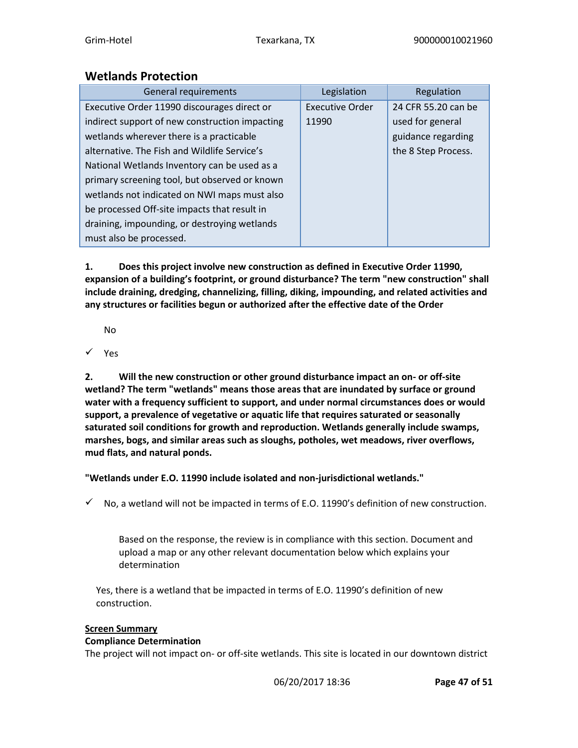## Wetlands Protection

| General requirements | Legislation | Regulation |
| --- | --- | --- |
| Executive Order 11990 discourages direct or indirect support of new construction impacting wetlands wherever there is a practicable alternative. The Fish and Wildlife Service's National Wetlands Inventory can be used as a primary screening tool, but observed or known wetlands not indicated on NWI maps must also be processed Off-site impacts that result in draining, impounding, or destroying wetlands must also be processed. | Executive Order 11990 | 24 CFR 55.20 can be used for general guidance regarding the 8 Step Process. |

**1. Does this project involve new construction as defined in Executive Order 11990, expansion of a building's footprint, or ground disturbance? The term "new construction" shall include draining, dredging, channelizing, filling, diking, impounding, and related activities and any structures or facilities begun or authorized after the effective date of the Order**

No

✓ Yes

**2. Will the new construction or other ground disturbance impact an on- or off-site wetland? The term "wetlands" means those areas that are inundated by surface or ground water with a frequency sufficient to support, and under normal circumstances does or would support, a prevalence of vegetative or aquatic life that requires saturated or seasonally saturated soil conditions for growth and reproduction. Wetlands generally include swamps, marshes, bogs, and similar areas such as sloughs, potholes, wet meadows, river overflows, mud flats, and natural ponds.**

**"Wetlands under E.O. 11990 include isolated and non-jurisdictional wetlands."**

✓ No, a wetland will not be impacted in terms of E.O. 11990's definition of new construction.

Based on the response, the review is in compliance with this section. Document and upload a map or any other relevant documentation below which explains your determination

Yes, there is a wetland that be impacted in terms of E.O. 11990's definition of new construction.

**Screen Summary**

**Compliance Determination**

The project will not impact on- or off-site wetlands. This site is located in our downtown district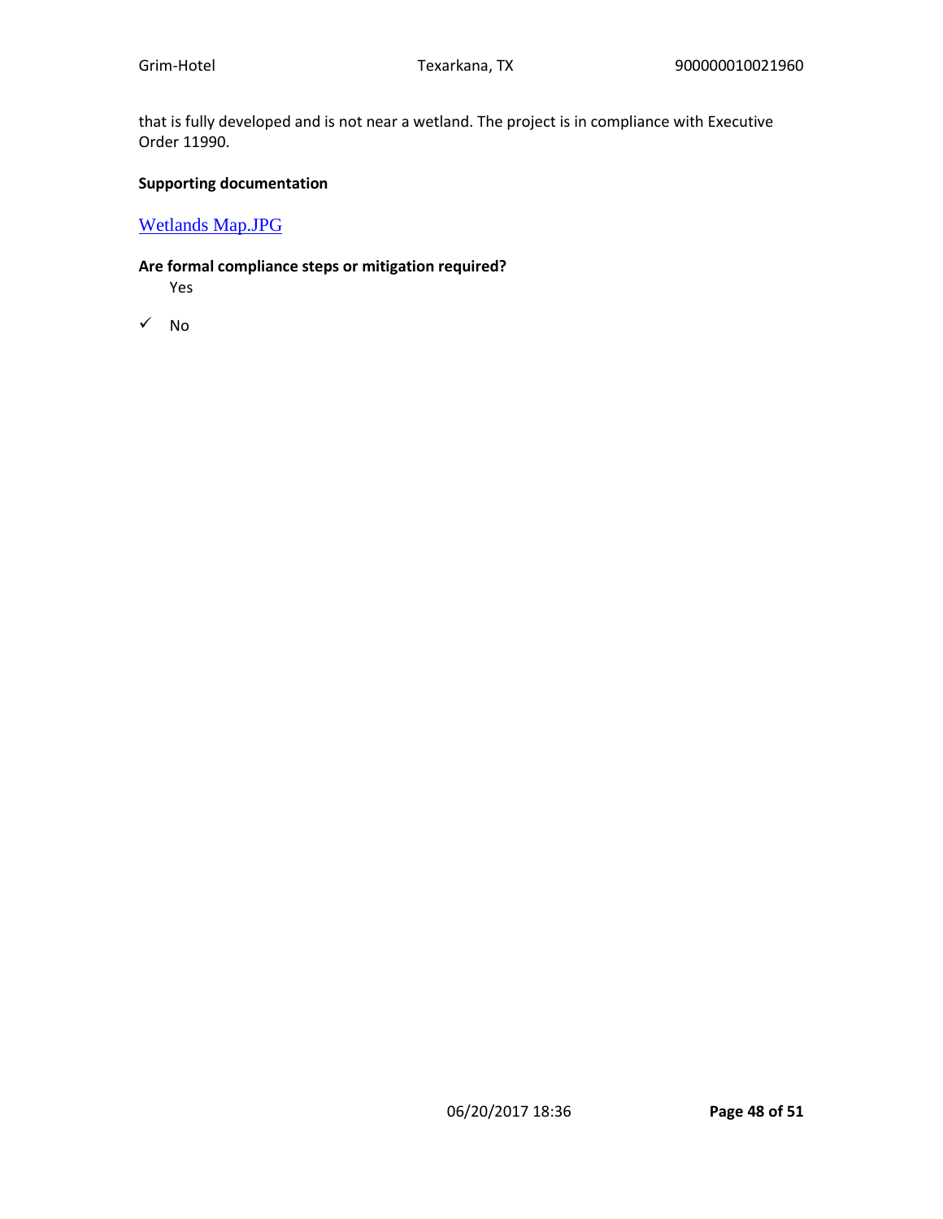that is fully developed and is not near a wetland. The project is in compliance with Executive Order 11990.

**Supporting documentation**

Wetlands Map.JPG

**Are formal compliance steps or mitigation required?**

Yes

✓ No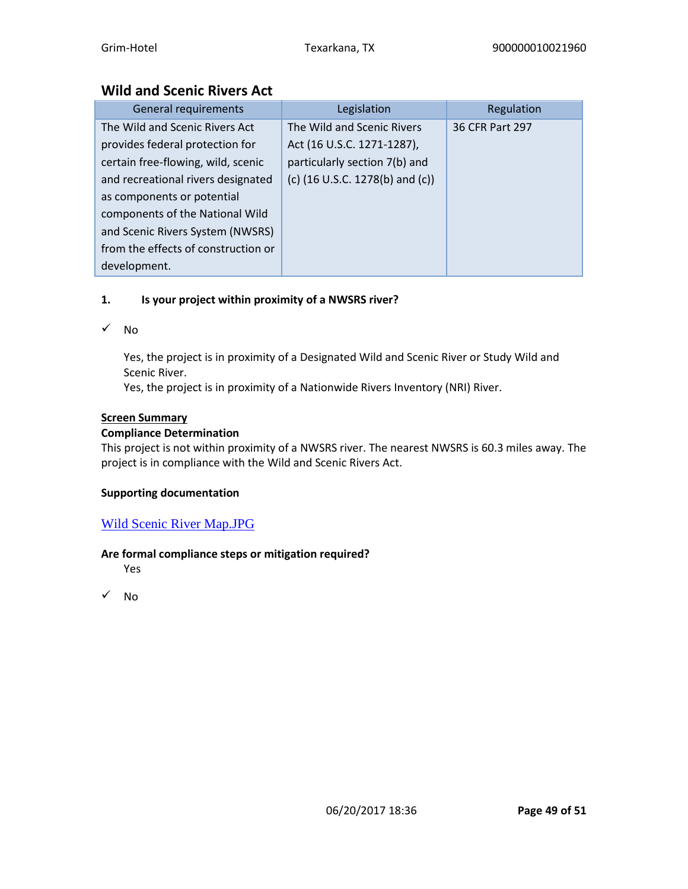## Wild and Scenic Rivers Act

| General requirements | Legislation | Regulation |
|---|---|---|
| The Wild and Scenic Rivers Act provides federal protection for certain free-flowing, wild, scenic and recreational rivers designated as components or potential components of the National Wild and Scenic Rivers System (NWSRS) from the effects of construction or development. | The Wild and Scenic Rivers Act (16 U.S.C. 1271-1287), particularly section 7(b) and (c) (16 U.S.C. 1278(b) and (c)) | 36 CFR Part 297 |

**1. Is your project within proximity of a NWSRS river?**

✓ No

Yes, the project is in proximity of a Designated Wild and Scenic River or Study Wild and Scenic River.

Yes, the project is in proximity of a Nationwide Rivers Inventory (NRI) River.

**Screen Summary**

**Compliance Determination**

This project is not within proximity of a NWSRS river. The nearest NWSRS is 60.3 miles away. The project is in compliance with the Wild and Scenic Rivers Act.

**Supporting documentation**

Wild Scenic River Map.JPG

**Are formal compliance steps or mitigation required?**

Yes

✓ No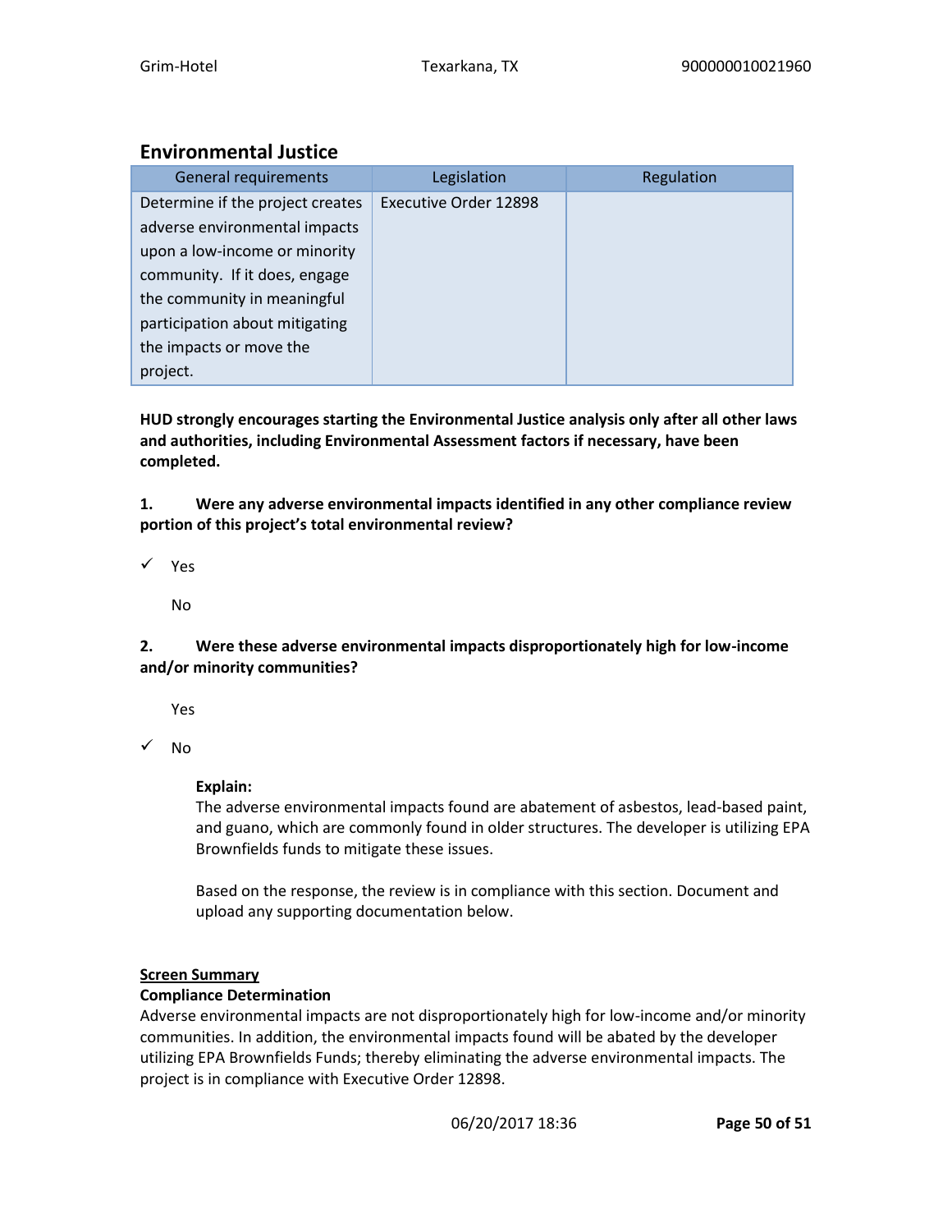## Environmental Justice

| General requirements | Legislation | Regulation |
|---|---|---|
| Determine if the project creates adverse environmental impacts upon a low-income or minority community. If it does, engage the community in meaningful participation about mitigating the impacts or move the project. | Executive Order 12898 | |

**HUD strongly encourages starting the Environmental Justice analysis only after all other laws and authorities, including Environmental Assessment factors if necessary, have been completed.**

**1. Were any adverse environmental impacts identified in any other compliance review portion of this project's total environmental review?**

✓ Yes

No

**2. Were these adverse environmental impacts disproportionately high for low-income and/or minority communities?**

Yes

✓ No

**Explain:**
The adverse environmental impacts found are abatement of asbestos, lead-based paint, and guano, which are commonly found in older structures. The developer is utilizing EPA Brownfields funds to mitigate these issues.

Based on the response, the review is in compliance with this section. Document and upload any supporting documentation below.

**Screen Summary**

**Compliance Determination**

Adverse environmental impacts are not disproportionately high for low-income and/or minority communities. In addition, the environmental impacts found will be abated by the developer utilizing EPA Brownfields Funds; thereby eliminating the adverse environmental impacts. The project is in compliance with Executive Order 12898.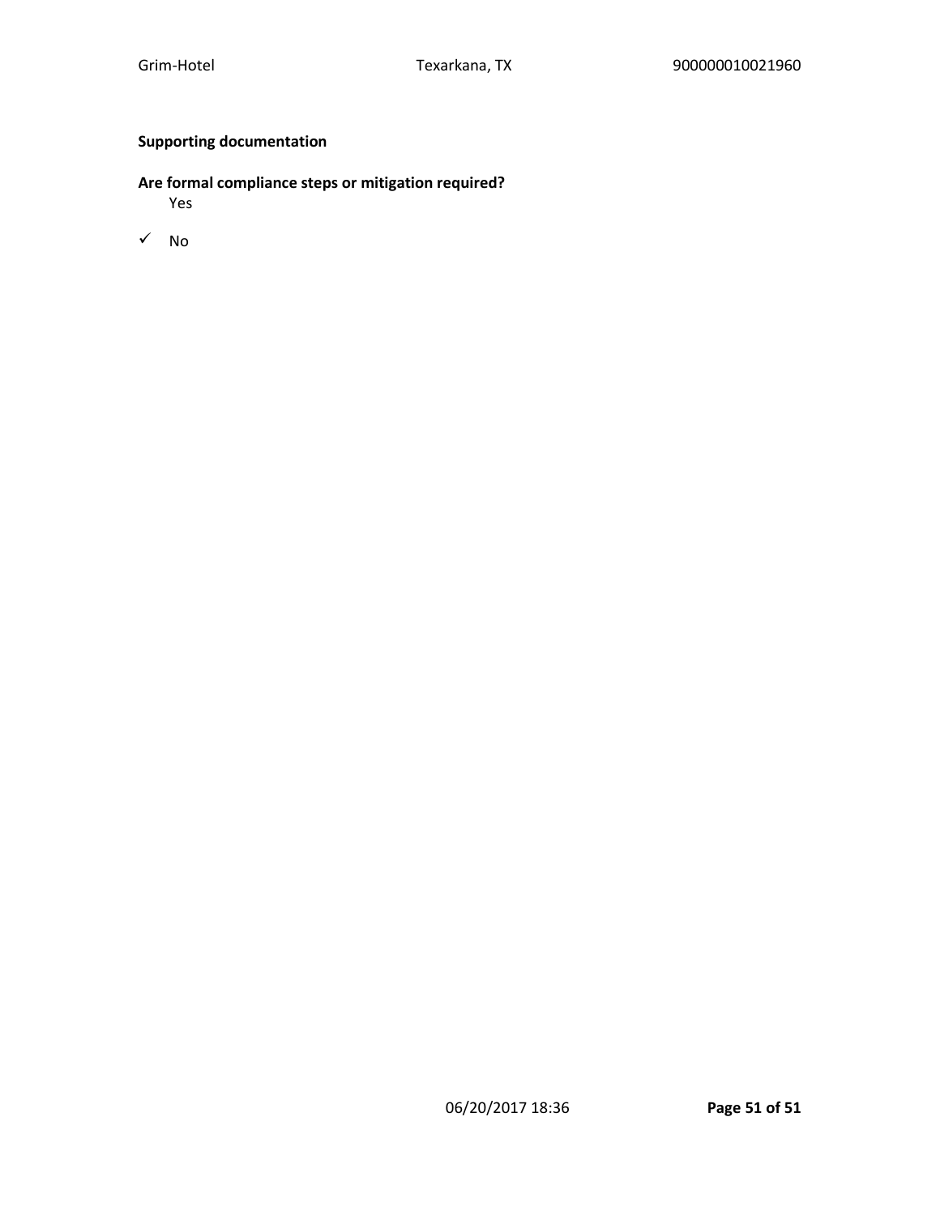**Supporting documentation**

**Are formal compliance steps or mitigation required?**

Yes

✓ No